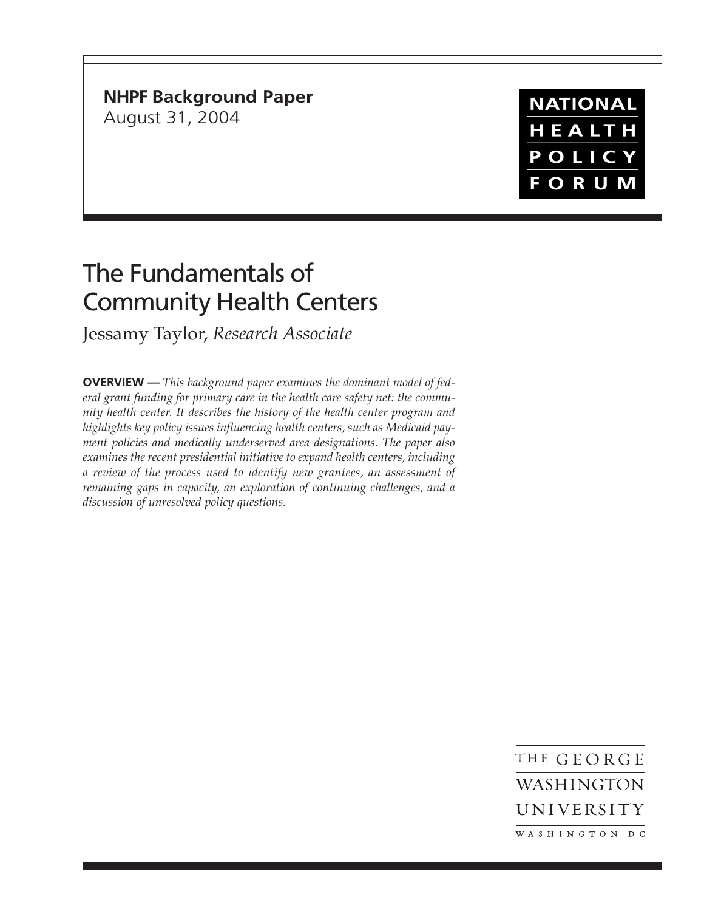**NHPF Background Paper**
August 31, 2004

NATIONAL HEALTH POLICY FORUM

# The Fundamentals of Community Health Centers

Jessamy Taylor, *Research Associate*

**OVERVIEW —** *This background paper examines the dominant model of federal grant funding for primary care in the health care safety net: the community health center. It describes the history of the health center program and highlights key policy issues influencing health centers, such as Medicaid payment policies and medically underserved area designations. The paper also examines the recent presidential initiative to expand health centers, including a review of the process used to identify new grantees, an assessment of remaining gaps in capacity, an exploration of continuing challenges, and a discussion of unresolved policy questions.*

THE GEORGE WASHINGTON UNIVERSITY
WASHINGTON DC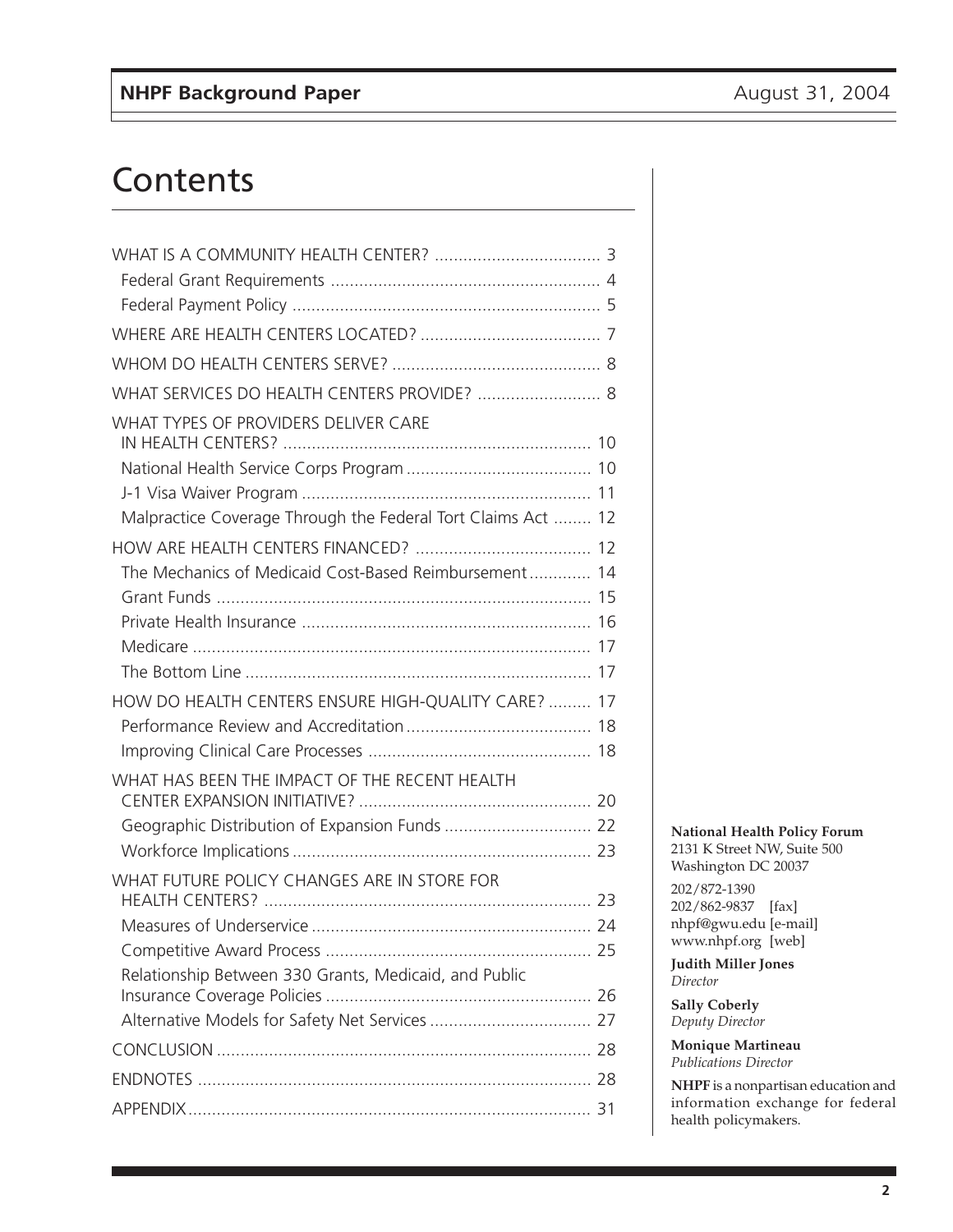# Contents

WHAT IS A COMMUNITY HEALTH CENTER? .................................. 3
- Federal Grant Requirements ......................................................... 4
- Federal Payment Policy ................................................................ 5

WHERE ARE HEALTH CENTERS LOCATED? ...................................... 7

WHOM DO HEALTH CENTERS SERVE? ........................................... 8

WHAT SERVICES DO HEALTH CENTERS PROVIDE? .......................... 8

WHAT TYPES OF PROVIDERS DELIVER CARE IN HEALTH CENTERS? ................................................................ 10
- National Health Service Corps Program ....................................... 10
- J-1 Visa Waiver Program ............................................................ 11
- Malpractice Coverage Through the Federal Tort Claims Act ........ 12

HOW ARE HEALTH CENTERS FINANCED? ..................................... 12
- The Mechanics of Medicaid Cost-Based Reimbursement ............. 14
- Grant Funds .............................................................................. 15
- Private Health Insurance ............................................................ 16
- Medicare ................................................................................... 17
- The Bottom Line ........................................................................ 17

HOW DO HEALTH CENTERS ENSURE HIGH-QUALITY CARE? ......... 17
- Performance Review and Accreditation ....................................... 18
- Improving Clinical Care Processes ............................................... 18

WHAT HAS BEEN THE IMPACT OF THE RECENT HEALTH CENTER EXPANSION INITIATIVE? ................................................ 20
- Geographic Distribution of Expansion Funds ............................... 22
- Workforce Implications .............................................................. 23

WHAT FUTURE POLICY CHANGES ARE IN STORE FOR HEALTH CENTERS? .................................................................... 23
- Measures of Underservice ........................................................... 24
- Competitive Award Process ........................................................ 25
- Relationship Between 330 Grants, Medicaid, and Public Insurance Coverage Policies ....................................................... 26
- Alternative Models for Safety Net Services .................................. 27

CONCLUSION .............................................................................. 28

ENDNOTES .................................................................................. 28

APPENDIX .................................................................................... 31

**National Health Policy Forum**
2131 K Street NW, Suite 500
Washington DC 20037

202/872-1390
202/862-9837 [fax]
nhpf@gwu.edu [e-mail]
www.nhpf.org [web]

**Judith Miller Jones**
*Director*

**Sally Coberly**
*Deputy Director*

**Monique Martineau**
*Publications Director*

**NHPF** is a nonpartisan education and information exchange for federal health policymakers.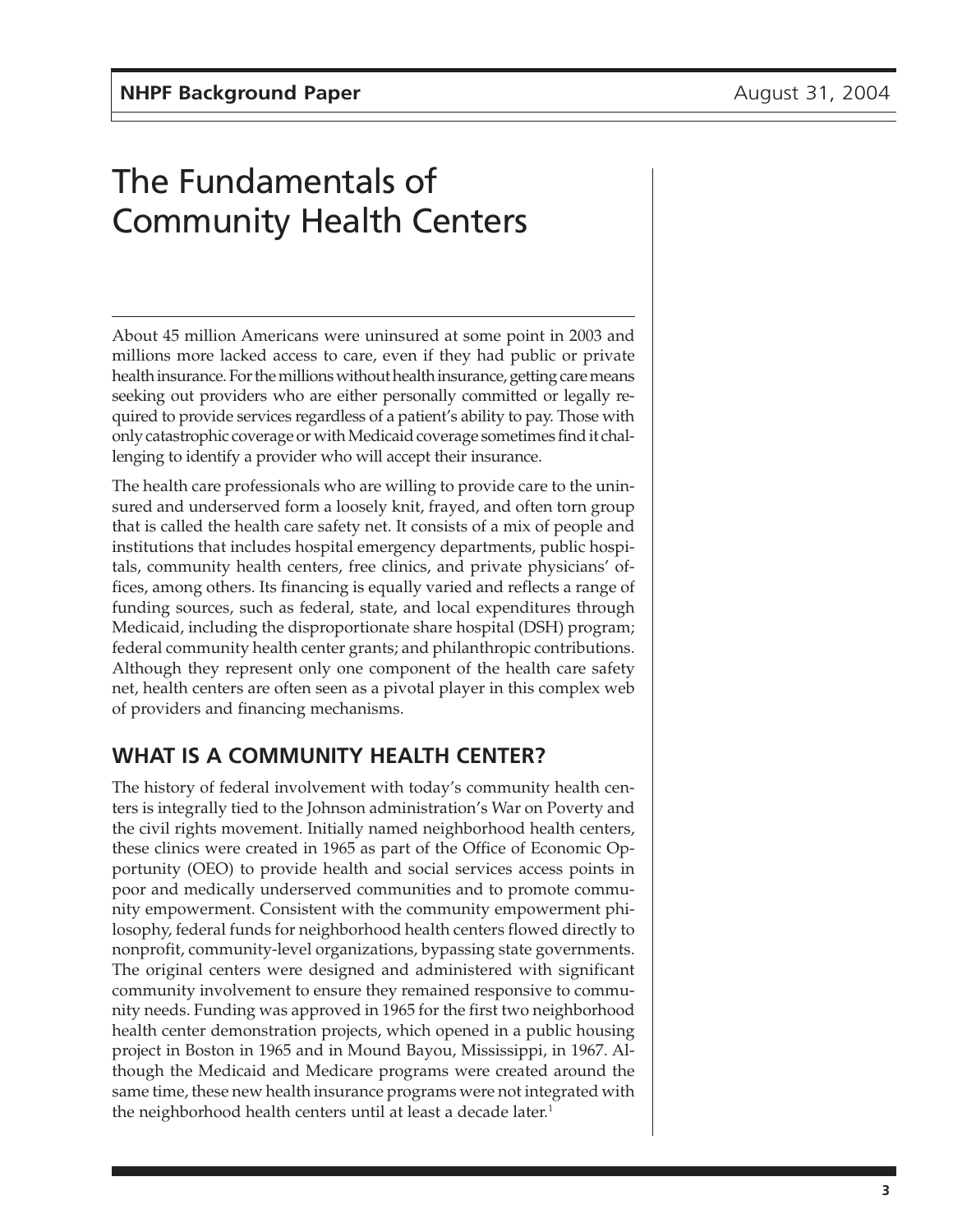# The Fundamentals of Community Health Centers

About 45 million Americans were uninsured at some point in 2003 and millions more lacked access to care, even if they had public or private health insurance. For the millions without health insurance, getting care means seeking out providers who are either personally committed or legally required to provide services regardless of a patient's ability to pay. Those with only catastrophic coverage or with Medicaid coverage sometimes find it challenging to identify a provider who will accept their insurance.

The health care professionals who are willing to provide care to the uninsured and underserved form a loosely knit, frayed, and often torn group that is called the health care safety net. It consists of a mix of people and institutions that includes hospital emergency departments, public hospitals, community health centers, free clinics, and private physicians' offices, among others. Its financing is equally varied and reflects a range of funding sources, such as federal, state, and local expenditures through Medicaid, including the disproportionate share hospital (DSH) program; federal community health center grants; and philanthropic contributions. Although they represent only one component of the health care safety net, health centers are often seen as a pivotal player in this complex web of providers and financing mechanisms.

## WHAT IS A COMMUNITY HEALTH CENTER?

The history of federal involvement with today's community health centers is integrally tied to the Johnson administration's War on Poverty and the civil rights movement. Initially named neighborhood health centers, these clinics were created in 1965 as part of the Office of Economic Opportunity (OEO) to provide health and social services access points in poor and medically underserved communities and to promote community empowerment. Consistent with the community empowerment philosophy, federal funds for neighborhood health centers flowed directly to nonprofit, community-level organizations, bypassing state governments. The original centers were designed and administered with significant community involvement to ensure they remained responsive to community needs. Funding was approved in 1965 for the first two neighborhood health center demonstration projects, which opened in a public housing project in Boston in 1965 and in Mound Bayou, Mississippi, in 1967. Although the Medicaid and Medicare programs were created around the same time, these new health insurance programs were not integrated with the neighborhood health centers until at least a decade later.[1]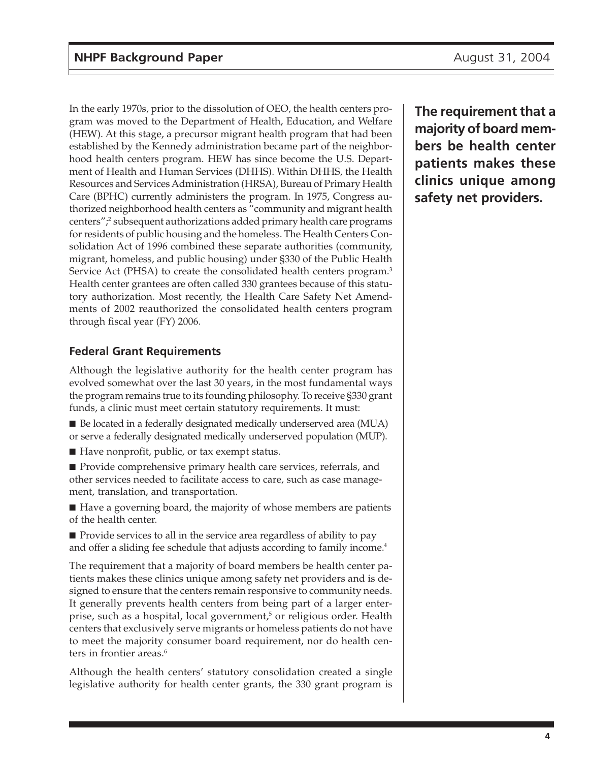In the early 1970s, prior to the dissolution of OEO, the health centers program was moved to the Department of Health, Education, and Welfare (HEW). At this stage, a precursor migrant health program that had been established by the Kennedy administration became part of the neighborhood health centers program. HEW has since become the U.S. Department of Health and Human Services (DHHS). Within DHHS, the Health Resources and Services Administration (HRSA), Bureau of Primary Health Care (BPHC) currently administers the program. In 1975, Congress authorized neighborhood health centers as "community and migrant health centers";[2] subsequent authorizations added primary health care programs for residents of public housing and the homeless. The Health Centers Consolidation Act of 1996 combined these separate authorities (community, migrant, homeless, and public housing) under §330 of the Public Health Service Act (PHSA) to create the consolidated health centers program.[3] Health center grantees are often called 330 grantees because of this statutory authorization. Most recently, the Health Care Safety Net Amendments of 2002 reauthorized the consolidated health centers program through fiscal year (FY) 2006.

**The requirement that a majority of board members be health center patients makes these clinics unique among safety net providers.**

### Federal Grant Requirements

Although the legislative authority for the health center program has evolved somewhat over the last 30 years, in the most fundamental ways the program remains true to its founding philosophy. To receive §330 grant funds, a clinic must meet certain statutory requirements. It must:

- Be located in a federally designated medically underserved area (MUA) or serve a federally designated medically underserved population (MUP).
- Have nonprofit, public, or tax exempt status.
- Provide comprehensive primary health care services, referrals, and other services needed to facilitate access to care, such as case management, translation, and transportation.
- Have a governing board, the majority of whose members are patients of the health center.
- Provide services to all in the service area regardless of ability to pay and offer a sliding fee schedule that adjusts according to family income.[4]

The requirement that a majority of board members be health center patients makes these clinics unique among safety net providers and is designed to ensure that the centers remain responsive to community needs. It generally prevents health centers from being part of a larger enterprise, such as a hospital, local government,[5] or religious order. Health centers that exclusively serve migrants or homeless patients do not have to meet the majority consumer board requirement, nor do health centers in frontier areas.[6]

Although the health centers' statutory consolidation created a single legislative authority for health center grants, the 330 grant program is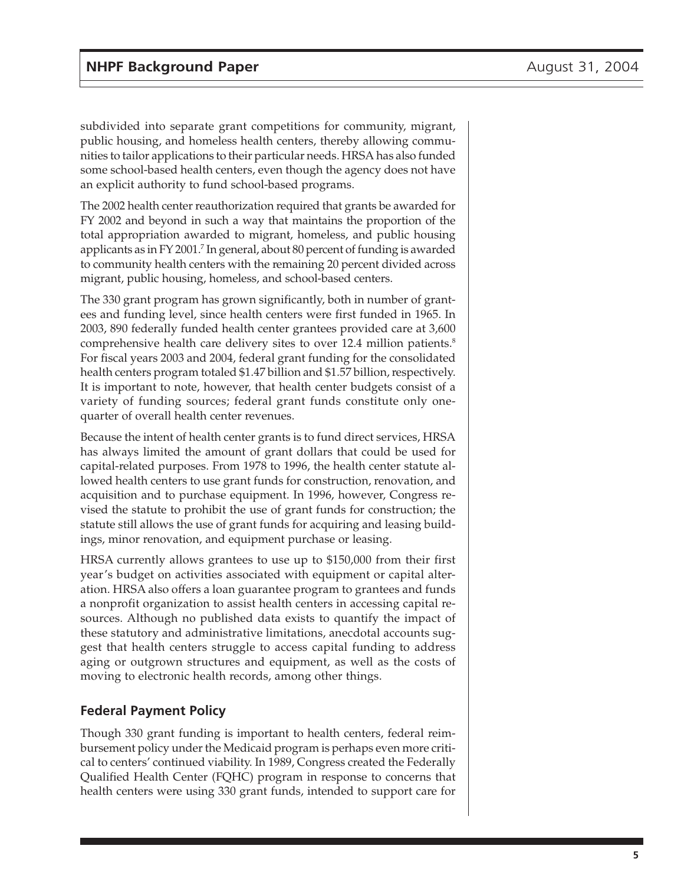subdivided into separate grant competitions for community, migrant, public housing, and homeless health centers, thereby allowing communities to tailor applications to their particular needs. HRSA has also funded some school-based health centers, even though the agency does not have an explicit authority to fund school-based programs.

The 2002 health center reauthorization required that grants be awarded for FY 2002 and beyond in such a way that maintains the proportion of the total appropriation awarded to migrant, homeless, and public housing applicants as in FY 2001.[7] In general, about 80 percent of funding is awarded to community health centers with the remaining 20 percent divided across migrant, public housing, homeless, and school-based centers.

The 330 grant program has grown significantly, both in number of grantees and funding level, since health centers were first funded in 1965. In 2003, 890 federally funded health center grantees provided care at 3,600 comprehensive health care delivery sites to over 12.4 million patients.[8] For fiscal years 2003 and 2004, federal grant funding for the consolidated health centers program totaled $1.47 billion and $1.57 billion, respectively. It is important to note, however, that health center budgets consist of a variety of funding sources; federal grant funds constitute only one-quarter of overall health center revenues.

Because the intent of health center grants is to fund direct services, HRSA has always limited the amount of grant dollars that could be used for capital-related purposes. From 1978 to 1996, the health center statute allowed health centers to use grant funds for construction, renovation, and acquisition and to purchase equipment. In 1996, however, Congress revised the statute to prohibit the use of grant funds for construction; the statute still allows the use of grant funds for acquiring and leasing buildings, minor renovation, and equipment purchase or leasing.

HRSA currently allows grantees to use up to $150,000 from their first year's budget on activities associated with equipment or capital alteration. HRSA also offers a loan guarantee program to grantees and funds a nonprofit organization to assist health centers in accessing capital resources. Although no published data exists to quantify the impact of these statutory and administrative limitations, anecdotal accounts suggest that health centers struggle to access capital funding to address aging or outgrown structures and equipment, as well as the costs of moving to electronic health records, among other things.

## Federal Payment Policy

Though 330 grant funding is important to health centers, federal reimbursement policy under the Medicaid program is perhaps even more critical to centers' continued viability. In 1989, Congress created the Federally Qualified Health Center (FQHC) program in response to concerns that health centers were using 330 grant funds, intended to support care for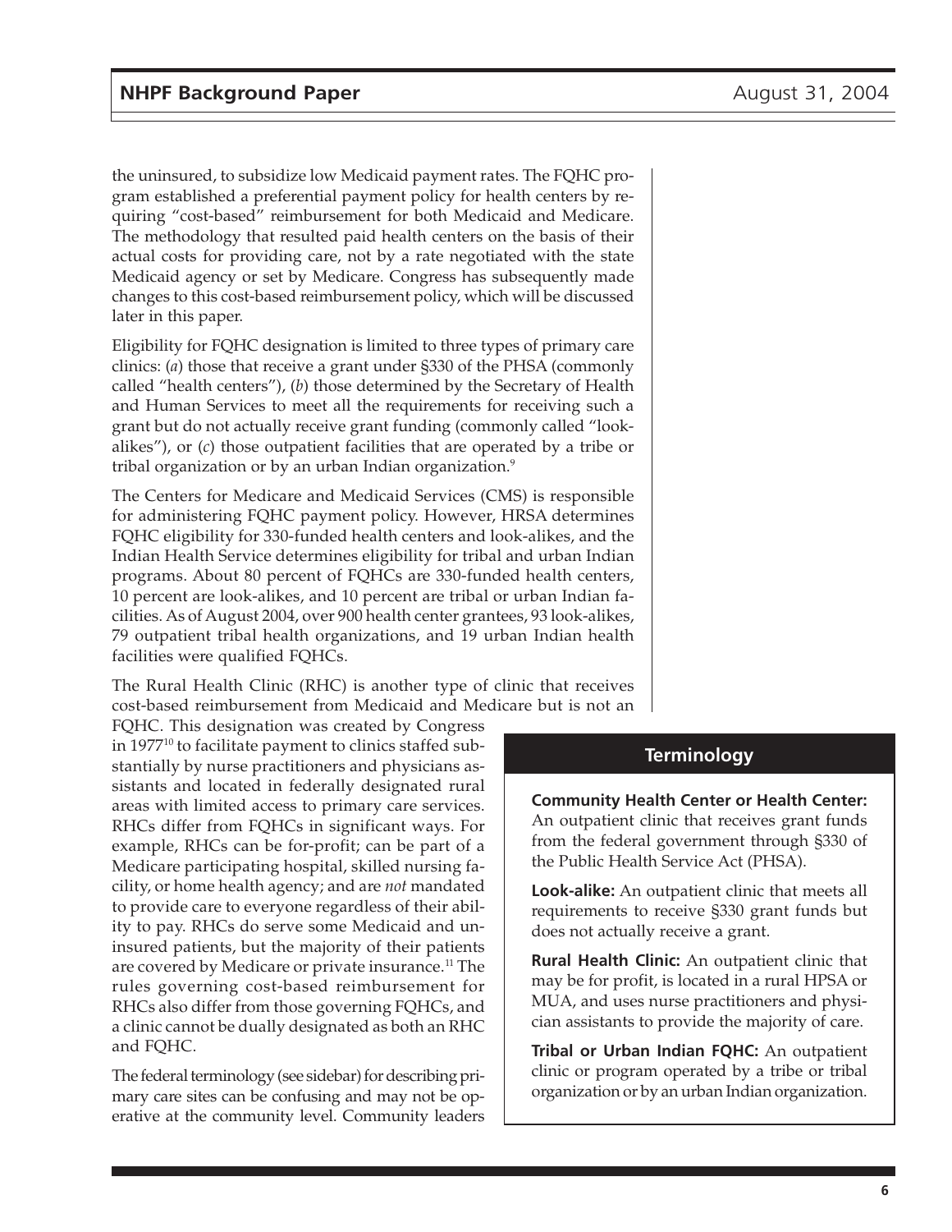the uninsured, to subsidize low Medicaid payment rates. The FQHC program established a preferential payment policy for health centers by requiring "cost-based" reimbursement for both Medicaid and Medicare. The methodology that resulted paid health centers on the basis of their actual costs for providing care, not by a rate negotiated with the state Medicaid agency or set by Medicare. Congress has subsequently made changes to this cost-based reimbursement policy, which will be discussed later in this paper.

Eligibility for FQHC designation is limited to three types of primary care clinics: (*a*) those that receive a grant under §330 of the PHSA (commonly called "health centers"), (*b*) those determined by the Secretary of Health and Human Services to meet all the requirements for receiving such a grant but do not actually receive grant funding (commonly called "look-alikes"), or (*c*) those outpatient facilities that are operated by a tribe or tribal organization or by an urban Indian organization.[9]

The Centers for Medicare and Medicaid Services (CMS) is responsible for administering FQHC payment policy. However, HRSA determines FQHC eligibility for 330-funded health centers and look-alikes, and the Indian Health Service determines eligibility for tribal and urban Indian programs. About 80 percent of FQHCs are 330-funded health centers, 10 percent are look-alikes, and 10 percent are tribal or urban Indian facilities. As of August 2004, over 900 health center grantees, 93 look-alikes, 79 outpatient tribal health organizations, and 19 urban Indian health facilities were qualified FQHCs.

The Rural Health Clinic (RHC) is another type of clinic that receives cost-based reimbursement from Medicaid and Medicare but is not an FQHC. This designation was created by Congress in 1977[10] to facilitate payment to clinics staffed substantially by nurse practitioners and physicians assistants and located in federally designated rural areas with limited access to primary care services. RHCs differ from FQHCs in significant ways. For example, RHCs can be for-profit; can be part of a Medicare participating hospital, skilled nursing facility, or home health agency; and are *not* mandated to provide care to everyone regardless of their ability to pay. RHCs do serve some Medicaid and uninsured patients, but the majority of their patients are covered by Medicare or private insurance.[11] The rules governing cost-based reimbursement for RHCs also differ from those governing FQHCs, and a clinic cannot be dually designated as both an RHC and FQHC.

The federal terminology (see sidebar) for describing primary care sites can be confusing and may not be operative at the community level. Community leaders

### Terminology

**Community Health Center or Health Center:** An outpatient clinic that receives grant funds from the federal government through §330 of the Public Health Service Act (PHSA).

**Look-alike:** An outpatient clinic that meets all requirements to receive §330 grant funds but does not actually receive a grant.

**Rural Health Clinic:** An outpatient clinic that may be for profit, is located in a rural HPSA or MUA, and uses nurse practitioners and physician assistants to provide the majority of care.

**Tribal or Urban Indian FQHC:** An outpatient clinic or program operated by a tribe or tribal organization or by an urban Indian organization.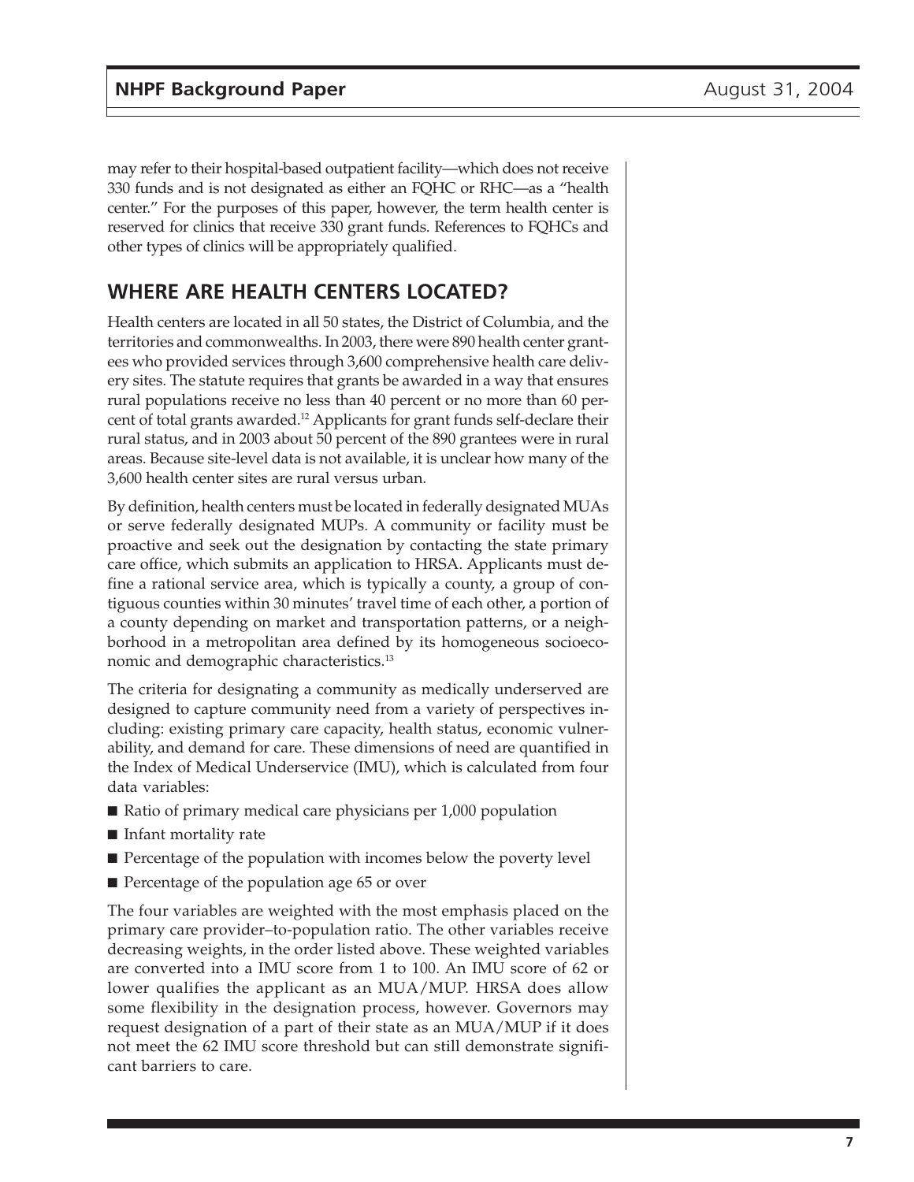may refer to their hospital-based outpatient facility—which does not receive 330 funds and is not designated as either an FQHC or RHC—as a "health center." For the purposes of this paper, however, the term health center is reserved for clinics that receive 330 grant funds. References to FQHCs and other types of clinics will be appropriately qualified.

## WHERE ARE HEALTH CENTERS LOCATED?

Health centers are located in all 50 states, the District of Columbia, and the territories and commonwealths. In 2003, there were 890 health center grantees who provided services through 3,600 comprehensive health care delivery sites. The statute requires that grants be awarded in a way that ensures rural populations receive no less than 40 percent or no more than 60 percent of total grants awarded.[12] Applicants for grant funds self-declare their rural status, and in 2003 about 50 percent of the 890 grantees were in rural areas. Because site-level data is not available, it is unclear how many of the 3,600 health center sites are rural versus urban.

By definition, health centers must be located in federally designated MUAs or serve federally designated MUPs. A community or facility must be proactive and seek out the designation by contacting the state primary care office, which submits an application to HRSA. Applicants must define a rational service area, which is typically a county, a group of contiguous counties within 30 minutes' travel time of each other, a portion of a county depending on market and transportation patterns, or a neighborhood in a metropolitan area defined by its homogeneous socioeconomic and demographic characteristics.[13]

The criteria for designating a community as medically underserved are designed to capture community need from a variety of perspectives including: existing primary care capacity, health status, economic vulnerability, and demand for care. These dimensions of need are quantified in the Index of Medical Underservice (IMU), which is calculated from four data variables:

- Ratio of primary medical care physicians per 1,000 population
- Infant mortality rate
- Percentage of the population with incomes below the poverty level
- Percentage of the population age 65 or over

The four variables are weighted with the most emphasis placed on the primary care provider–to-population ratio. The other variables receive decreasing weights, in the order listed above. These weighted variables are converted into a IMU score from 1 to 100. An IMU score of 62 or lower qualifies the applicant as an MUA/MUP. HRSA does allow some flexibility in the designation process, however. Governors may request designation of a part of their state as an MUA/MUP if it does not meet the 62 IMU score threshold but can still demonstrate significant barriers to care.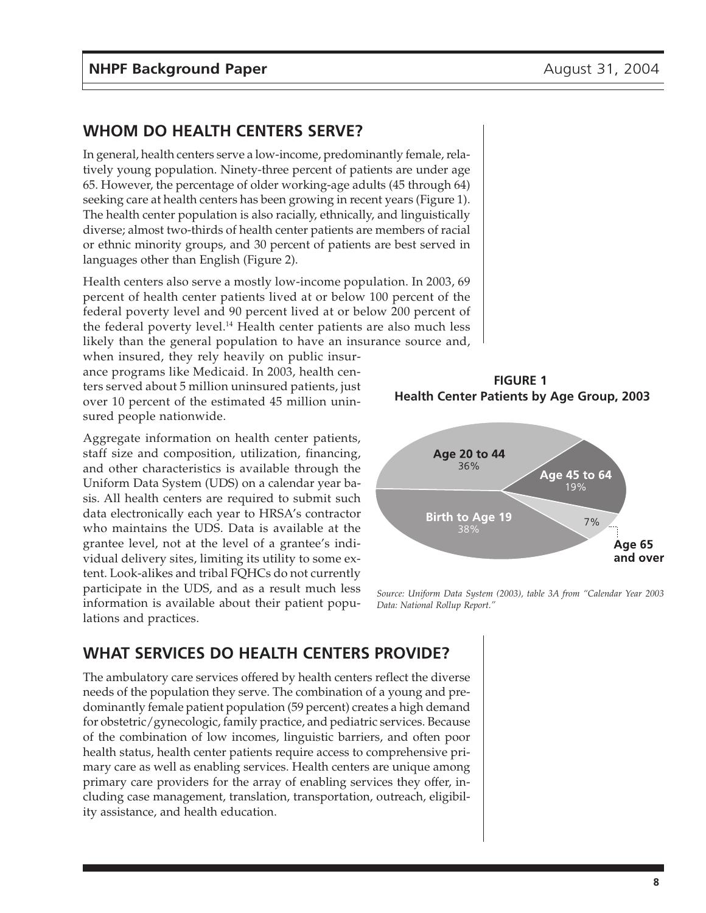## WHOM DO HEALTH CENTERS SERVE?

In general, health centers serve a low-income, predominantly female, relatively young population. Ninety-three percent of patients are under age 65. However, the percentage of older working-age adults (45 through 64) seeking care at health centers has been growing in recent years (Figure 1). The health center population is also racially, ethnically, and linguistically diverse; almost two-thirds of health center patients are members of racial or ethnic minority groups, and 30 percent of patients are best served in languages other than English (Figure 2).

Health centers also serve a mostly low-income population. In 2003, 69 percent of health center patients lived at or below 100 percent of the federal poverty level and 90 percent lived at or below 200 percent of the federal poverty level.[14] Health center patients are also much less likely than the general population to have an insurance source and, when insured, they rely heavily on public insurance programs like Medicaid. In 2003, health centers served about 5 million uninsured patients, just over 10 percent of the estimated 45 million uninsured people nationwide.

Aggregate information on health center patients, staff size and composition, utilization, financing, and other characteristics is available through the Uniform Data System (UDS) on a calendar year basis. All health centers are required to submit such data electronically each year to HRSA's contractor who maintains the UDS. Data is available at the grantee level, not at the level of a grantee's individual delivery sites, limiting its utility to some extent. Look-alikes and tribal FQHCs do not currently participate in the UDS, and as a result much less information is available about their patient populations and practices.

**FIGURE 1**
**Health Center Patients by Age Group, 2003**

| Age Group | Percent |
|---|---|
| Birth to Age 19 | 38% |
| Age 20 to 44 | 36% |
| Age 45 to 64 | 19% |
| Age 65 and over | 7% |

*Source: Uniform Data System (2003), table 3A from "Calendar Year 2003 Data: National Rollup Report."*

## WHAT SERVICES DO HEALTH CENTERS PROVIDE?

The ambulatory care services offered by health centers reflect the diverse needs of the population they serve. The combination of a young and predominantly female patient population (59 percent) creates a high demand for obstetric/gynecologic, family practice, and pediatric services. Because of the combination of low incomes, linguistic barriers, and often poor health status, health center patients require access to comprehensive primary care as well as enabling services. Health centers are unique among primary care providers for the array of enabling services they offer, including case management, translation, transportation, outreach, eligibility assistance, and health education.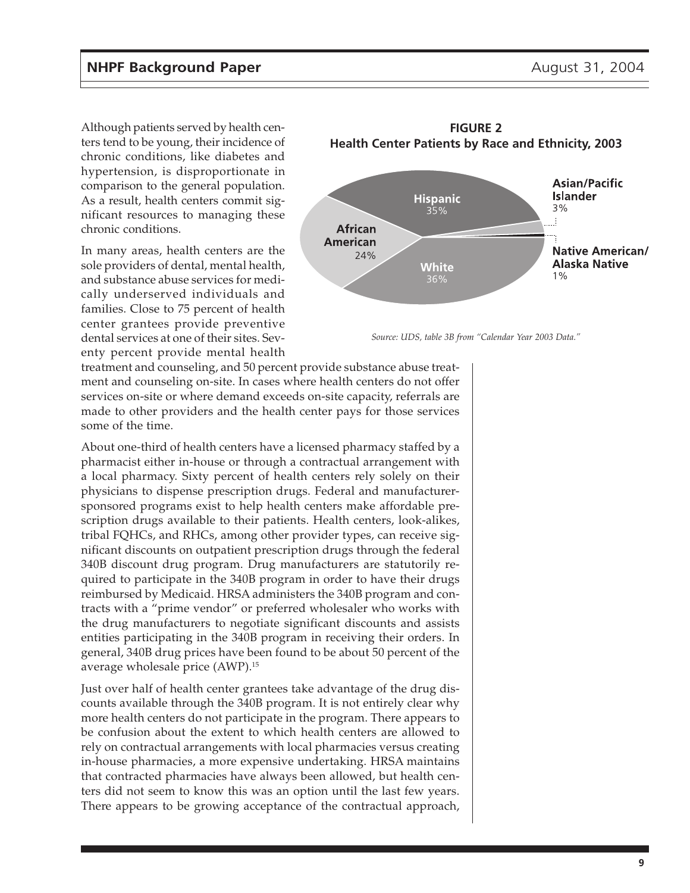Although patients served by health centers tend to be young, their incidence of chronic conditions, like diabetes and hypertension, is disproportionate in comparison to the general population. As a result, health centers commit significant resources to managing these chronic conditions.

**FIGURE 2**
**Health Center Patients by Race and Ethnicity, 2003**

| Race/Ethnicity | Percent |
| --- | --- |
| Hispanic | 35% |
| White | 36% |
| African American | 24% |
| Asian/Pacific Islander | 3% |
| Native American/Alaska Native | 1% |

*Source: UDS, table 3B from "Calendar Year 2003 Data."*

In many areas, health centers are the sole providers of dental, mental health, and substance abuse services for medically underserved individuals and families. Close to 75 percent of health center grantees provide preventive dental services at one of their sites. Seventy percent provide mental health treatment and counseling, and 50 percent provide substance abuse treatment and counseling on-site. In cases where health centers do not offer services on-site or where demand exceeds on-site capacity, referrals are made to other providers and the health center pays for those services some of the time.

About one-third of health centers have a licensed pharmacy staffed by a pharmacist either in-house or through a contractual arrangement with a local pharmacy. Sixty percent of health centers rely solely on their physicians to dispense prescription drugs. Federal and manufacturer-sponsored programs exist to help health centers make affordable prescription drugs available to their patients. Health centers, look-alikes, tribal FQHCs, and RHCs, among other provider types, can receive significant discounts on outpatient prescription drugs through the federal 340B discount drug program. Drug manufacturers are statutorily required to participate in the 340B program in order to have their drugs reimbursed by Medicaid. HRSA administers the 340B program and contracts with a "prime vendor" or preferred wholesaler who works with the drug manufacturers to negotiate significant discounts and assists entities participating in the 340B program in receiving their orders. In general, 340B drug prices have been found to be about 50 percent of the average wholesale price (AWP).[15]

Just over half of health center grantees take advantage of the drug discounts available through the 340B program. It is not entirely clear why more health centers do not participate in the program. There appears to be confusion about the extent to which health centers are allowed to rely on contractual arrangements with local pharmacies versus creating in-house pharmacies, a more expensive undertaking. HRSA maintains that contracted pharmacies have always been allowed, but health centers did not seem to know this was an option until the last few years. There appears to be growing acceptance of the contractual approach,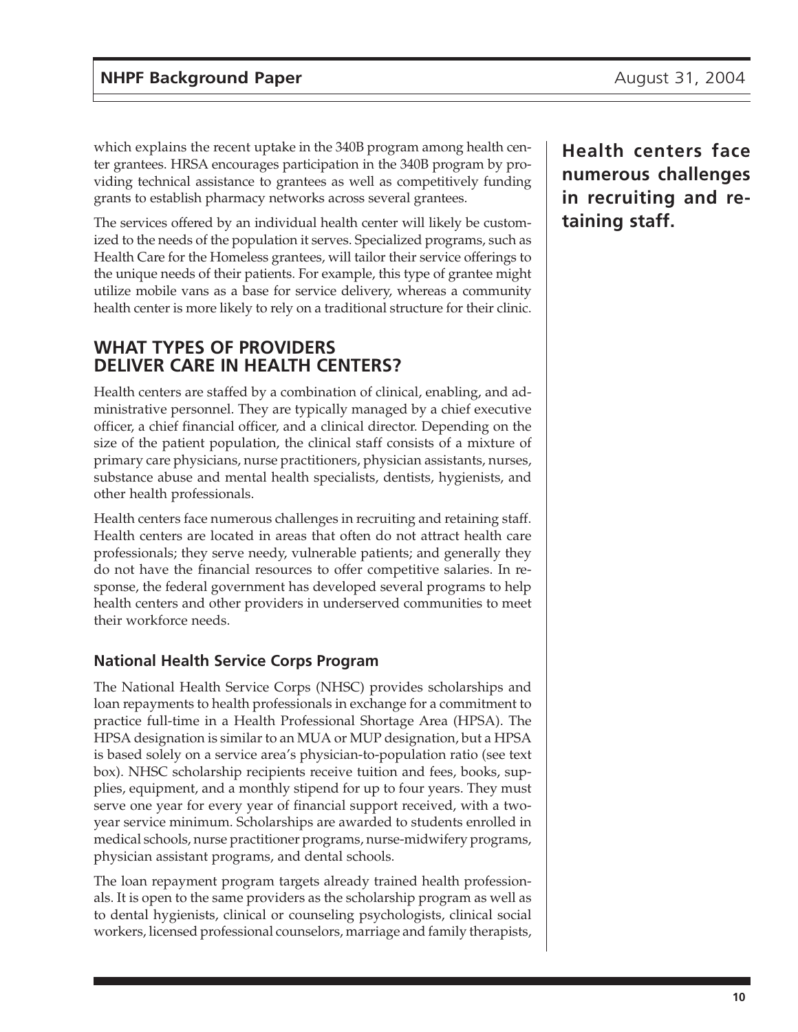which explains the recent uptake in the 340B program among health center grantees. HRSA encourages participation in the 340B program by providing technical assistance to grantees as well as competitively funding grants to establish pharmacy networks across several grantees.

The services offered by an individual health center will likely be customized to the needs of the population it serves. Specialized programs, such as Health Care for the Homeless grantees, will tailor their service offerings to the unique needs of their patients. For example, this type of grantee might utilize mobile vans as a base for service delivery, whereas a community health center is more likely to rely on a traditional structure for their clinic.

## WHAT TYPES OF PROVIDERS DELIVER CARE IN HEALTH CENTERS?

Health centers are staffed by a combination of clinical, enabling, and administrative personnel. They are typically managed by a chief executive officer, a chief financial officer, and a clinical director. Depending on the size of the patient population, the clinical staff consists of a mixture of primary care physicians, nurse practitioners, physician assistants, nurses, substance abuse and mental health specialists, dentists, hygienists, and other health professionals.

Health centers face numerous challenges in recruiting and retaining staff. Health centers are located in areas that often do not attract health care professionals; they serve needy, vulnerable patients; and generally they do not have the financial resources to offer competitive salaries. In response, the federal government has developed several programs to help health centers and other providers in underserved communities to meet their workforce needs.

**Health centers face numerous challenges in recruiting and retaining staff.**

### National Health Service Corps Program

The National Health Service Corps (NHSC) provides scholarships and loan repayments to health professionals in exchange for a commitment to practice full-time in a Health Professional Shortage Area (HPSA). The HPSA designation is similar to an MUA or MUP designation, but a HPSA is based solely on a service area's physician-to-population ratio (see text box). NHSC scholarship recipients receive tuition and fees, books, supplies, equipment, and a monthly stipend for up to four years. They must serve one year for every year of financial support received, with a two-year service minimum. Scholarships are awarded to students enrolled in medical schools, nurse practitioner programs, nurse-midwifery programs, physician assistant programs, and dental schools.

The loan repayment program targets already trained health professionals. It is open to the same providers as the scholarship program as well as to dental hygienists, clinical or counseling psychologists, clinical social workers, licensed professional counselors, marriage and family therapists,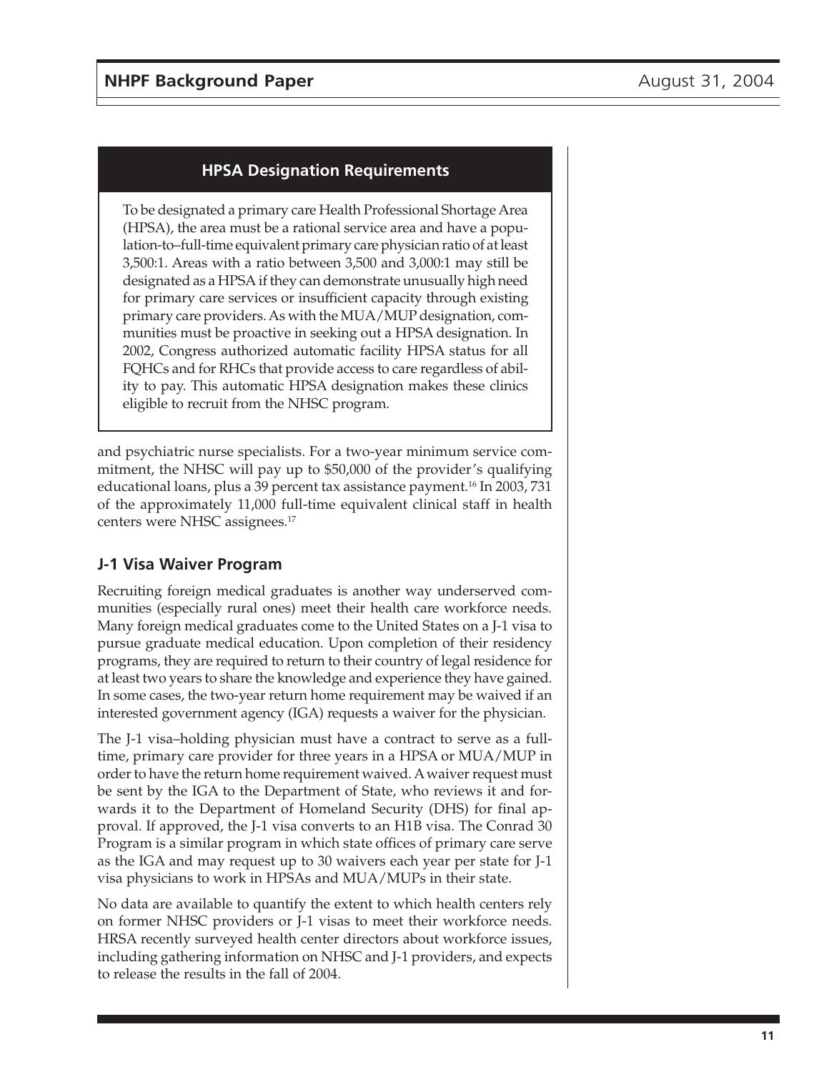## HPSA Designation Requirements

To be designated a primary care Health Professional Shortage Area (HPSA), the area must be a rational service area and have a population-to–full-time equivalent primary care physician ratio of at least 3,500:1. Areas with a ratio between 3,500 and 3,000:1 may still be designated as a HPSA if they can demonstrate unusually high need for primary care services or insufficient capacity through existing primary care providers. As with the MUA/MUP designation, communities must be proactive in seeking out a HPSA designation. In 2002, Congress authorized automatic facility HPSA status for all FQHCs and for RHCs that provide access to care regardless of ability to pay. This automatic HPSA designation makes these clinics eligible to recruit from the NHSC program.

and psychiatric nurse specialists. For a two-year minimum service commitment, the NHSC will pay up to $50,000 of the provider's qualifying educational loans, plus a 39 percent tax assistance payment.[16] In 2003, 731 of the approximately 11,000 full-time equivalent clinical staff in health centers were NHSC assignees.[17]

### J-1 Visa Waiver Program

Recruiting foreign medical graduates is another way underserved communities (especially rural ones) meet their health care workforce needs. Many foreign medical graduates come to the United States on a J-1 visa to pursue graduate medical education. Upon completion of their residency programs, they are required to return to their country of legal residence for at least two years to share the knowledge and experience they have gained. In some cases, the two-year return home requirement may be waived if an interested government agency (IGA) requests a waiver for the physician.

The J-1 visa–holding physician must have a contract to serve as a full-time, primary care provider for three years in a HPSA or MUA/MUP in order to have the return home requirement waived. A waiver request must be sent by the IGA to the Department of State, who reviews it and forwards it to the Department of Homeland Security (DHS) for final approval. If approved, the J-1 visa converts to an H1B visa. The Conrad 30 Program is a similar program in which state offices of primary care serve as the IGA and may request up to 30 waivers each year per state for J-1 visa physicians to work in HPSAs and MUA/MUPs in their state.

No data are available to quantify the extent to which health centers rely on former NHSC providers or J-1 visas to meet their workforce needs. HRSA recently surveyed health center directors about workforce issues, including gathering information on NHSC and J-1 providers, and expects to release the results in the fall of 2004.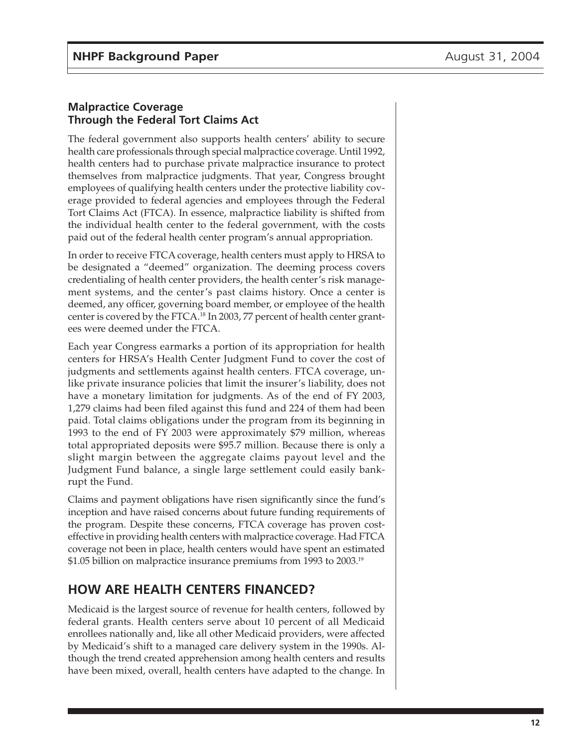### Malpractice Coverage Through the Federal Tort Claims Act

The federal government also supports health centers' ability to secure health care professionals through special malpractice coverage. Until 1992, health centers had to purchase private malpractice insurance to protect themselves from malpractice judgments. That year, Congress brought employees of qualifying health centers under the protective liability coverage provided to federal agencies and employees through the Federal Tort Claims Act (FTCA). In essence, malpractice liability is shifted from the individual health center to the federal government, with the costs paid out of the federal health center program's annual appropriation.

In order to receive FTCA coverage, health centers must apply to HRSA to be designated a "deemed" organization. The deeming process covers credentialing of health center providers, the health center's risk management systems, and the center's past claims history. Once a center is deemed, any officer, governing board member, or employee of the health center is covered by the FTCA.[18] In 2003, 77 percent of health center grantees were deemed under the FTCA.

Each year Congress earmarks a portion of its appropriation for health centers for HRSA's Health Center Judgment Fund to cover the cost of judgments and settlements against health centers. FTCA coverage, unlike private insurance policies that limit the insurer's liability, does not have a monetary limitation for judgments. As of the end of FY 2003, 1,279 claims had been filed against this fund and 224 of them had been paid. Total claims obligations under the program from its beginning in 1993 to the end of FY 2003 were approximately $79 million, whereas total appropriated deposits were $95.7 million. Because there is only a slight margin between the aggregate claims payout level and the Judgment Fund balance, a single large settlement could easily bankrupt the Fund.

Claims and payment obligations have risen significantly since the fund's inception and have raised concerns about future funding requirements of the program. Despite these concerns, FTCA coverage has proven cost-effective in providing health centers with malpractice coverage. Had FTCA coverage not been in place, health centers would have spent an estimated $1.05 billion on malpractice insurance premiums from 1993 to 2003.[19]

## HOW ARE HEALTH CENTERS FINANCED?

Medicaid is the largest source of revenue for health centers, followed by federal grants. Health centers serve about 10 percent of all Medicaid enrollees nationally and, like all other Medicaid providers, were affected by Medicaid's shift to a managed care delivery system in the 1990s. Although the trend created apprehension among health centers and results have been mixed, overall, health centers have adapted to the change. In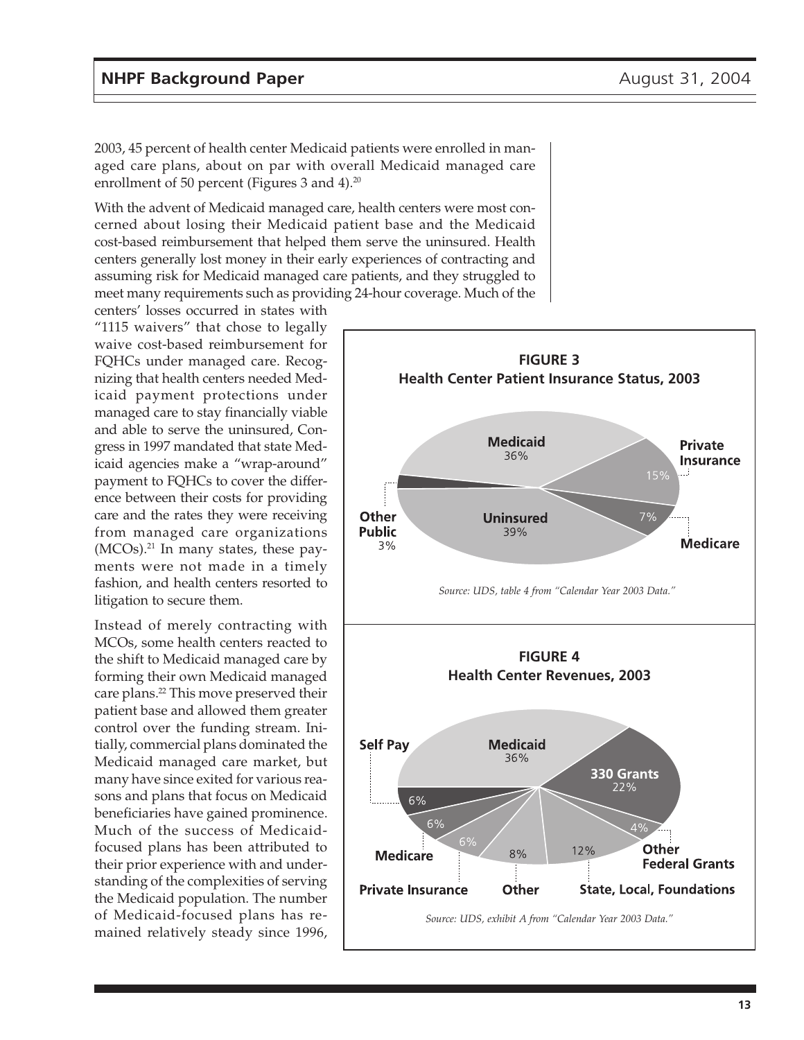2003, 45 percent of health center Medicaid patients were enrolled in managed care plans, about on par with overall Medicaid managed care enrollment of 50 percent (Figures 3 and 4).[20]

With the advent of Medicaid managed care, health centers were most concerned about losing their Medicaid patient base and the Medicaid cost-based reimbursement that helped them serve the uninsured. Health centers generally lost money in their early experiences of contracting and assuming risk for Medicaid managed care patients, and they struggled to meet many requirements such as providing 24-hour coverage. Much of the centers' losses occurred in states with "1115 waivers" that chose to legally waive cost-based reimbursement for FQHCs under managed care. Recognizing that health centers needed Medicaid payment protections under managed care to stay financially viable and able to serve the uninsured, Congress in 1997 mandated that state Medicaid agencies make a "wrap-around" payment to FQHCs to cover the difference between their costs for providing care and the rates they were receiving from managed care organizations (MCOs).[21] In many states, these payments were not made in a timely fashion, and health centers resorted to litigation to secure them.

Instead of merely contracting with MCOs, some health centers reacted to the shift to Medicaid managed care by forming their own Medicaid managed care plans.[22] This move preserved their patient base and allowed them greater control over the funding stream. Initially, commercial plans dominated the Medicaid managed care market, but many have since exited for various reasons and plans that focus on Medicaid beneficiaries have gained prominence. Much of the success of Medicaid-focused plans has been attributed to their prior experience with and understanding of the complexities of serving the Medicaid population. The number of Medicaid-focused plans has remained relatively steady since 1996,

**FIGURE 3**
**Health Center Patient Insurance Status, 2003**

| Insurance Status | Percent |
|---|---|
| Medicaid | 36% |
| Private Insurance | 15% |
| Medicare | 7% |
| Uninsured | 39% |
| Other Public | 3% |

*Source: UDS, table 4 from "Calendar Year 2003 Data."*

**FIGURE 4**
**Health Center Revenues, 2003**

| Revenue Source | Percent |
|---|---|
| Medicaid | 36% |
| 330 Grants | 22% |
| Other Federal Grants | 4% |
| State, Local, Foundations | 12% |
| Other | 8% |
| Private Insurance | 6% |
| Medicare | 6% |
| Self Pay | 6% |

*Source: UDS, exhibit A from "Calendar Year 2003 Data."*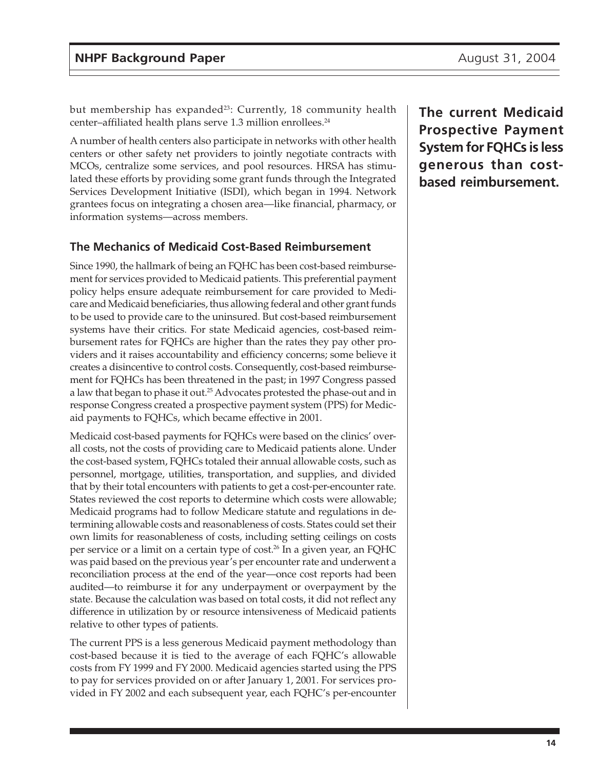but membership has expanded[23]: Currently, 18 community health center–affiliated health plans serve 1.3 million enrollees.[24]

A number of health centers also participate in networks with other health centers or other safety net providers to jointly negotiate contracts with MCOs, centralize some services, and pool resources. HRSA has stimulated these efforts by providing some grant funds through the Integrated Services Development Initiative (ISDI), which began in 1994. Network grantees focus on integrating a chosen area—like financial, pharmacy, or information systems—across members.

**The current Medicaid Prospective Payment System for FQHCs is less generous than cost-based reimbursement.**

### The Mechanics of Medicaid Cost-Based Reimbursement

Since 1990, the hallmark of being an FQHC has been cost-based reimbursement for services provided to Medicaid patients. This preferential payment policy helps ensure adequate reimbursement for care provided to Medicare and Medicaid beneficiaries, thus allowing federal and other grant funds to be used to provide care to the uninsured. But cost-based reimbursement systems have their critics. For state Medicaid agencies, cost-based reimbursement rates for FQHCs are higher than the rates they pay other providers and it raises accountability and efficiency concerns; some believe it creates a disincentive to control costs. Consequently, cost-based reimbursement for FQHCs has been threatened in the past; in 1997 Congress passed a law that began to phase it out.[25] Advocates protested the phase-out and in response Congress created a prospective payment system (PPS) for Medicaid payments to FQHCs, which became effective in 2001.

Medicaid cost-based payments for FQHCs were based on the clinics' overall costs, not the costs of providing care to Medicaid patients alone. Under the cost-based system, FQHCs totaled their annual allowable costs, such as personnel, mortgage, utilities, transportation, and supplies, and divided that by their total encounters with patients to get a cost-per-encounter rate. States reviewed the cost reports to determine which costs were allowable; Medicaid programs had to follow Medicare statute and regulations in determining allowable costs and reasonableness of costs. States could set their own limits for reasonableness of costs, including setting ceilings on costs per service or a limit on a certain type of cost.[26] In a given year, an FQHC was paid based on the previous year's per encounter rate and underwent a reconciliation process at the end of the year—once cost reports had been audited—to reimburse it for any underpayment or overpayment by the state. Because the calculation was based on total costs, it did not reflect any difference in utilization by or resource intensiveness of Medicaid patients relative to other types of patients.

The current PPS is a less generous Medicaid payment methodology than cost-based because it is tied to the average of each FQHC's allowable costs from FY 1999 and FY 2000. Medicaid agencies started using the PPS to pay for services provided on or after January 1, 2001. For services provided in FY 2002 and each subsequent year, each FQHC's per-encounter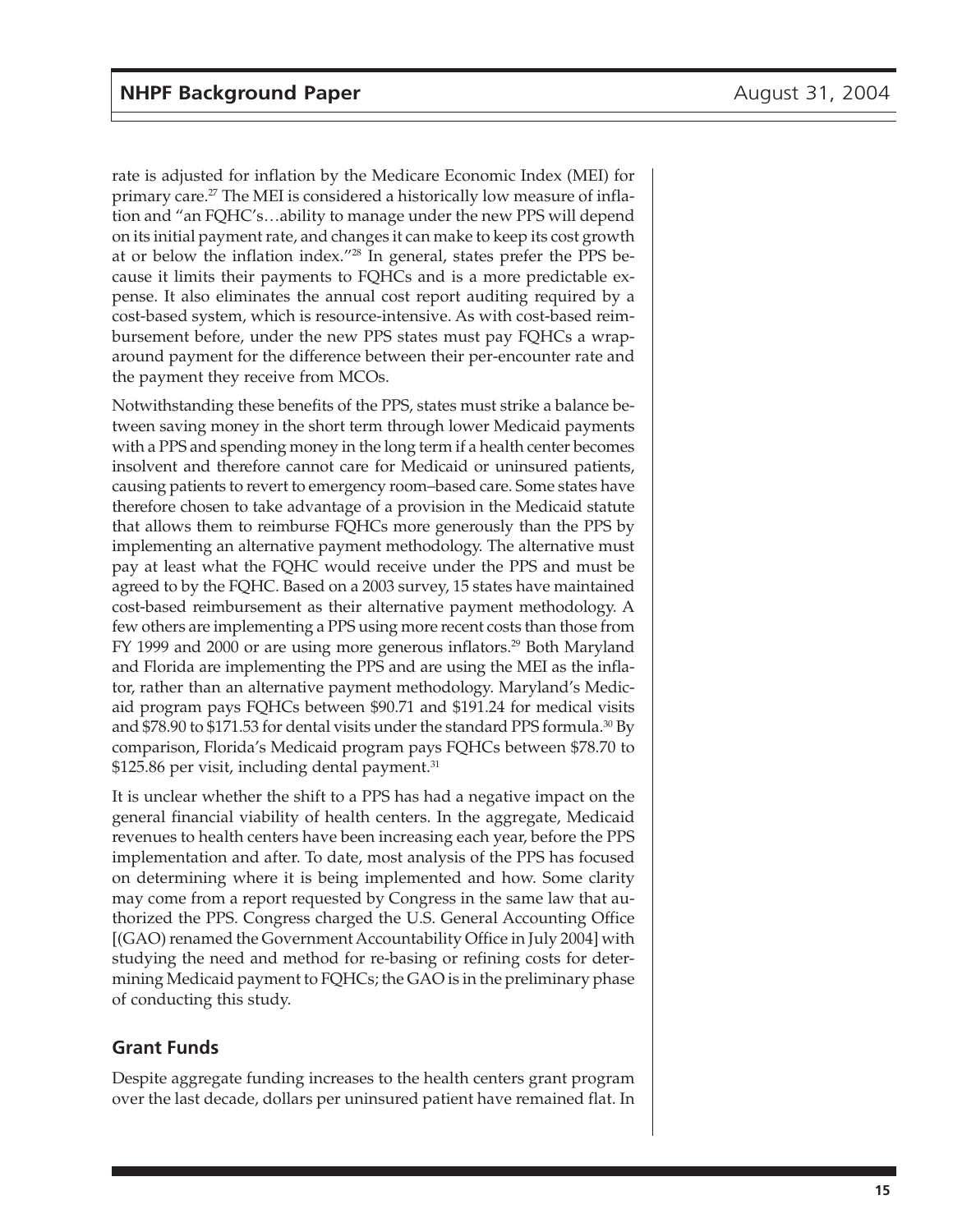rate is adjusted for inflation by the Medicare Economic Index (MEI) for primary care.[27] The MEI is considered a historically low measure of inflation and "an FQHC's…ability to manage under the new PPS will depend on its initial payment rate, and changes it can make to keep its cost growth at or below the inflation index."[28] In general, states prefer the PPS because it limits their payments to FQHCs and is a more predictable expense. It also eliminates the annual cost report auditing required by a cost-based system, which is resource-intensive. As with cost-based reimbursement before, under the new PPS states must pay FQHCs a wrap-around payment for the difference between their per-encounter rate and the payment they receive from MCOs.

Notwithstanding these benefits of the PPS, states must strike a balance between saving money in the short term through lower Medicaid payments with a PPS and spending money in the long term if a health center becomes insolvent and therefore cannot care for Medicaid or uninsured patients, causing patients to revert to emergency room–based care. Some states have therefore chosen to take advantage of a provision in the Medicaid statute that allows them to reimburse FQHCs more generously than the PPS by implementing an alternative payment methodology. The alternative must pay at least what the FQHC would receive under the PPS and must be agreed to by the FQHC. Based on a 2003 survey, 15 states have maintained cost-based reimbursement as their alternative payment methodology. A few others are implementing a PPS using more recent costs than those from FY 1999 and 2000 or are using more generous inflators.[29] Both Maryland and Florida are implementing the PPS and are using the MEI as the inflator, rather than an alternative payment methodology. Maryland's Medicaid program pays FQHCs between $90.71 and $191.24 for medical visits and $78.90 to $171.53 for dental visits under the standard PPS formula.[30] By comparison, Florida's Medicaid program pays FQHCs between $78.70 to $125.86 per visit, including dental payment.[31]

It is unclear whether the shift to a PPS has had a negative impact on the general financial viability of health centers. In the aggregate, Medicaid revenues to health centers have been increasing each year, before the PPS implementation and after. To date, most analysis of the PPS has focused on determining where it is being implemented and how. Some clarity may come from a report requested by Congress in the same law that authorized the PPS. Congress charged the U.S. General Accounting Office [(GAO) renamed the Government Accountability Office in July 2004] with studying the need and method for re-basing or refining costs for determining Medicaid payment to FQHCs; the GAO is in the preliminary phase of conducting this study.

## Grant Funds

Despite aggregate funding increases to the health centers grant program over the last decade, dollars per uninsured patient have remained flat. In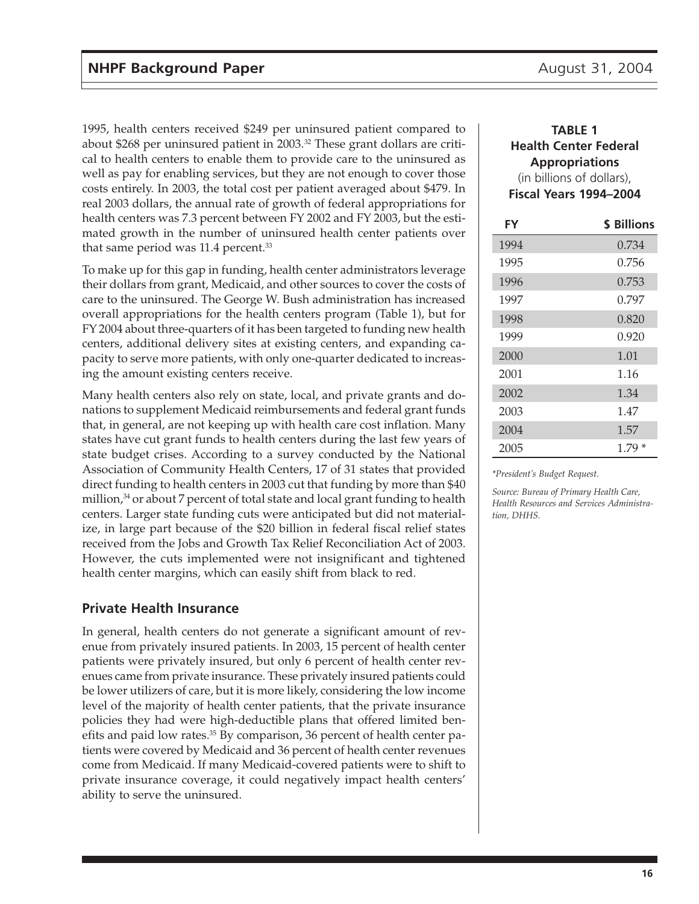1995, health centers received $249 per uninsured patient compared to about $268 per uninsured patient in 2003.[32] These grant dollars are critical to health centers to enable them to provide care to the uninsured as well as pay for enabling services, but they are not enough to cover those costs entirely. In 2003, the total cost per patient averaged about $479. In real 2003 dollars, the annual rate of growth of federal appropriations for health centers was 7.3 percent between FY 2002 and FY 2003, but the estimated growth in the number of uninsured health center patients over that same period was 11.4 percent.[33]

To make up for this gap in funding, health center administrators leverage their dollars from grant, Medicaid, and other sources to cover the costs of care to the uninsured. The George W. Bush administration has increased overall appropriations for the health centers program (Table 1), but for FY 2004 about three-quarters of it has been targeted to funding new health centers, additional delivery sites at existing centers, and expanding capacity to serve more patients, with only one-quarter dedicated to increasing the amount existing centers receive.

Many health centers also rely on state, local, and private grants and donations to supplement Medicaid reimbursements and federal grant funds that, in general, are not keeping up with health care cost inflation. Many states have cut grant funds to health centers during the last few years of state budget crises. According to a survey conducted by the National Association of Community Health Centers, 17 of 31 states that provided direct funding to health centers in 2003 cut that funding by more than $40 million,[34] or about 7 percent of total state and local grant funding to health centers. Larger state funding cuts were anticipated but did not materialize, in large part because of the $20 billion in federal fiscal relief states received from the Jobs and Growth Tax Relief Reconciliation Act of 2003. However, the cuts implemented were not insignificant and tightened health center margins, which can easily shift from black to red.

## Private Health Insurance

In general, health centers do not generate a significant amount of revenue from privately insured patients. In 2003, 15 percent of health center patients were privately insured, but only 6 percent of health center revenues came from private insurance. These privately insured patients could be lower utilizers of care, but it is more likely, considering the low income level of the majority of health center patients, that the private insurance policies they had were high-deductible plans that offered limited benefits and paid low rates.[35] By comparison, 36 percent of health center patients were covered by Medicaid and 36 percent of health center revenues come from Medicaid. If many Medicaid-covered patients were to shift to private insurance coverage, it could negatively impact health centers' ability to serve the uninsured.

**TABLE 1**
**Health Center Federal Appropriations**
(in billions of dollars),
**Fiscal Years 1994–2004**

| FY | $ Billions |
|---|---|
| 1994 | 0.734 |
| 1995 | 0.756 |
| 1996 | 0.753 |
| 1997 | 0.797 |
| 1998 | 0.820 |
| 1999 | 0.920 |
| 2000 | 1.01 |
| 2001 | 1.16 |
| 2002 | 1.34 |
| 2003 | 1.47 |
| 2004 | 1.57 |
| 2005 | 1.79 * |

*\*President's Budget Request.*

*Source: Bureau of Primary Health Care, Health Resources and Services Administration, DHHS.*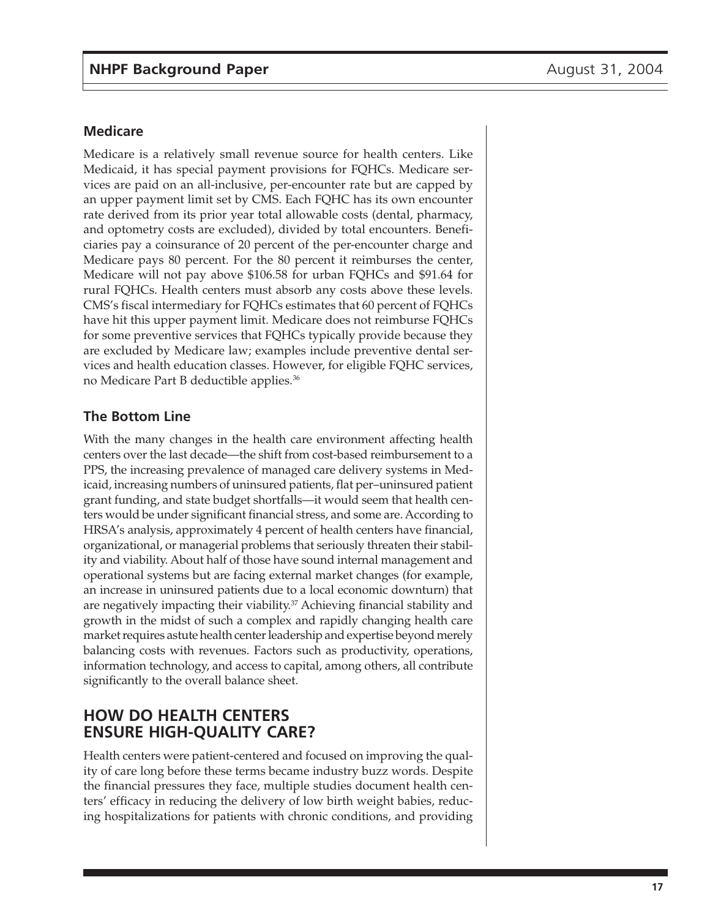### Medicare

Medicare is a relatively small revenue source for health centers. Like Medicaid, it has special payment provisions for FQHCs. Medicare services are paid on an all-inclusive, per-encounter rate but are capped by an upper payment limit set by CMS. Each FQHC has its own encounter rate derived from its prior year total allowable costs (dental, pharmacy, and optometry costs are excluded), divided by total encounters. Beneficiaries pay a coinsurance of 20 percent of the per-encounter charge and Medicare pays 80 percent. For the 80 percent it reimburses the center, Medicare will not pay above $106.58 for urban FQHCs and $91.64 for rural FQHCs. Health centers must absorb any costs above these levels. CMS's fiscal intermediary for FQHCs estimates that 60 percent of FQHCs have hit this upper payment limit. Medicare does not reimburse FQHCs for some preventive services that FQHCs typically provide because they are excluded by Medicare law; examples include preventive dental services and health education classes. However, for eligible FQHC services, no Medicare Part B deductible applies.[36]

### The Bottom Line

With the many changes in the health care environment affecting health centers over the last decade—the shift from cost-based reimbursement to a PPS, the increasing prevalence of managed care delivery systems in Medicaid, increasing numbers of uninsured patients, flat per–uninsured patient grant funding, and state budget shortfalls—it would seem that health centers would be under significant financial stress, and some are. According to HRSA's analysis, approximately 4 percent of health centers have financial, organizational, or managerial problems that seriously threaten their stability and viability. About half of those have sound internal management and operational systems but are facing external market changes (for example, an increase in uninsured patients due to a local economic downturn) that are negatively impacting their viability.[37] Achieving financial stability and growth in the midst of such a complex and rapidly changing health care market requires astute health center leadership and expertise beyond merely balancing costs with revenues. Factors such as productivity, operations, information technology, and access to capital, among others, all contribute significantly to the overall balance sheet.

## HOW DO HEALTH CENTERS ENSURE HIGH-QUALITY CARE?

Health centers were patient-centered and focused on improving the quality of care long before these terms became industry buzz words. Despite the financial pressures they face, multiple studies document health centers' efficacy in reducing the delivery of low birth weight babies, reducing hospitalizations for patients with chronic conditions, and providing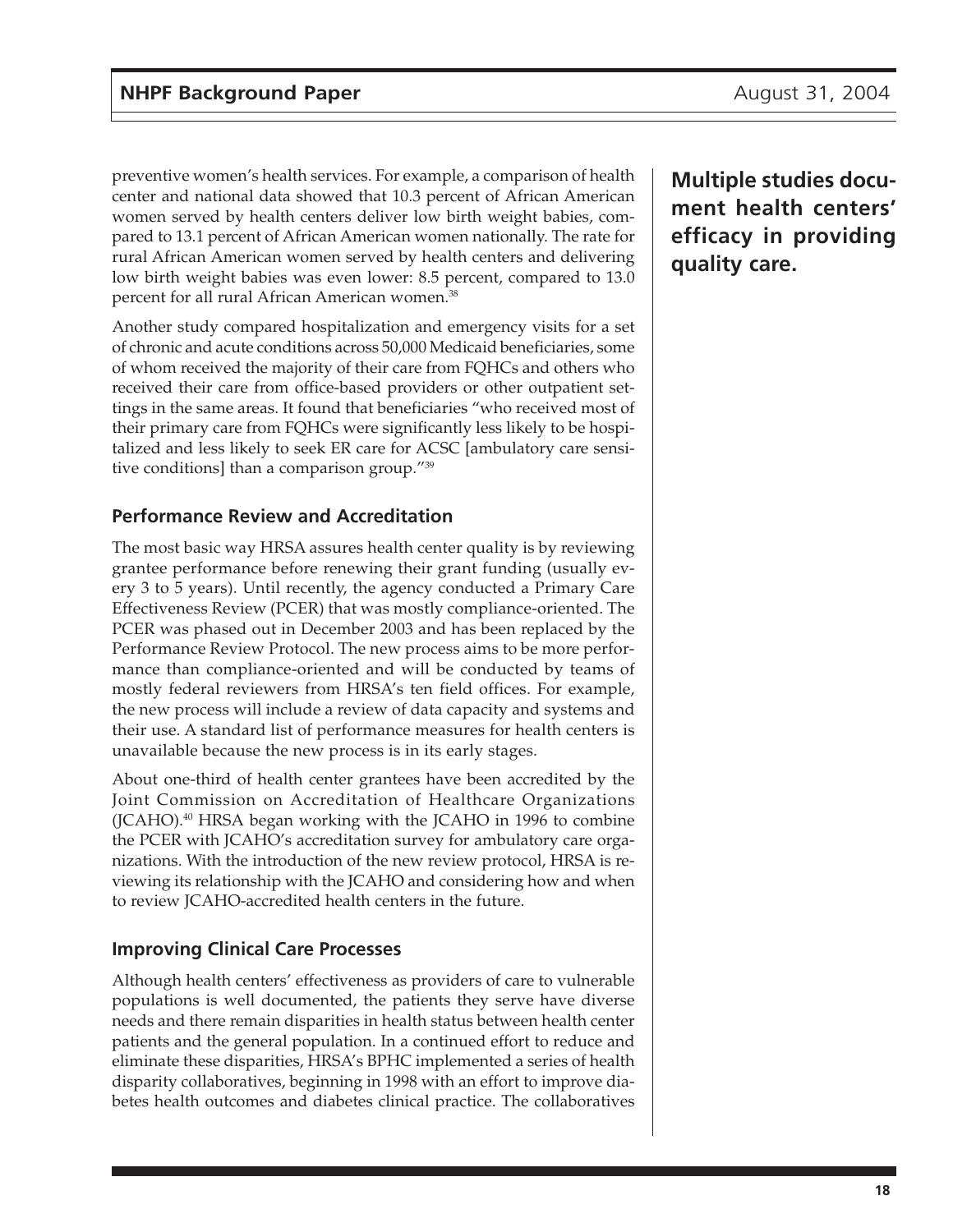preventive women's health services. For example, a comparison of health center and national data showed that 10.3 percent of African American women served by health centers deliver low birth weight babies, compared to 13.1 percent of African American women nationally. The rate for rural African American women served by health centers and delivering low birth weight babies was even lower: 8.5 percent, compared to 13.0 percent for all rural African American women.[38]

**Multiple studies document health centers' efficacy in providing quality care.**

Another study compared hospitalization and emergency visits for a set of chronic and acute conditions across 50,000 Medicaid beneficiaries, some of whom received the majority of their care from FQHCs and others who received their care from office-based providers or other outpatient settings in the same areas. It found that beneficiaries "who received most of their primary care from FQHCs were significantly less likely to be hospitalized and less likely to seek ER care for ACSC [ambulatory care sensitive conditions] than a comparison group."[39]

### Performance Review and Accreditation

The most basic way HRSA assures health center quality is by reviewing grantee performance before renewing their grant funding (usually every 3 to 5 years). Until recently, the agency conducted a Primary Care Effectiveness Review (PCER) that was mostly compliance-oriented. The PCER was phased out in December 2003 and has been replaced by the Performance Review Protocol. The new process aims to be more performance than compliance-oriented and will be conducted by teams of mostly federal reviewers from HRSA's ten field offices. For example, the new process will include a review of data capacity and systems and their use. A standard list of performance measures for health centers is unavailable because the new process is in its early stages.

About one-third of health center grantees have been accredited by the Joint Commission on Accreditation of Healthcare Organizations (JCAHO).[40] HRSA began working with the JCAHO in 1996 to combine the PCER with JCAHO's accreditation survey for ambulatory care organizations. With the introduction of the new review protocol, HRSA is reviewing its relationship with the JCAHO and considering how and when to review JCAHO-accredited health centers in the future.

### Improving Clinical Care Processes

Although health centers' effectiveness as providers of care to vulnerable populations is well documented, the patients they serve have diverse needs and there remain disparities in health status between health center patients and the general population. In a continued effort to reduce and eliminate these disparities, HRSA's BPHC implemented a series of health disparity collaboratives, beginning in 1998 with an effort to improve diabetes health outcomes and diabetes clinical practice. The collaboratives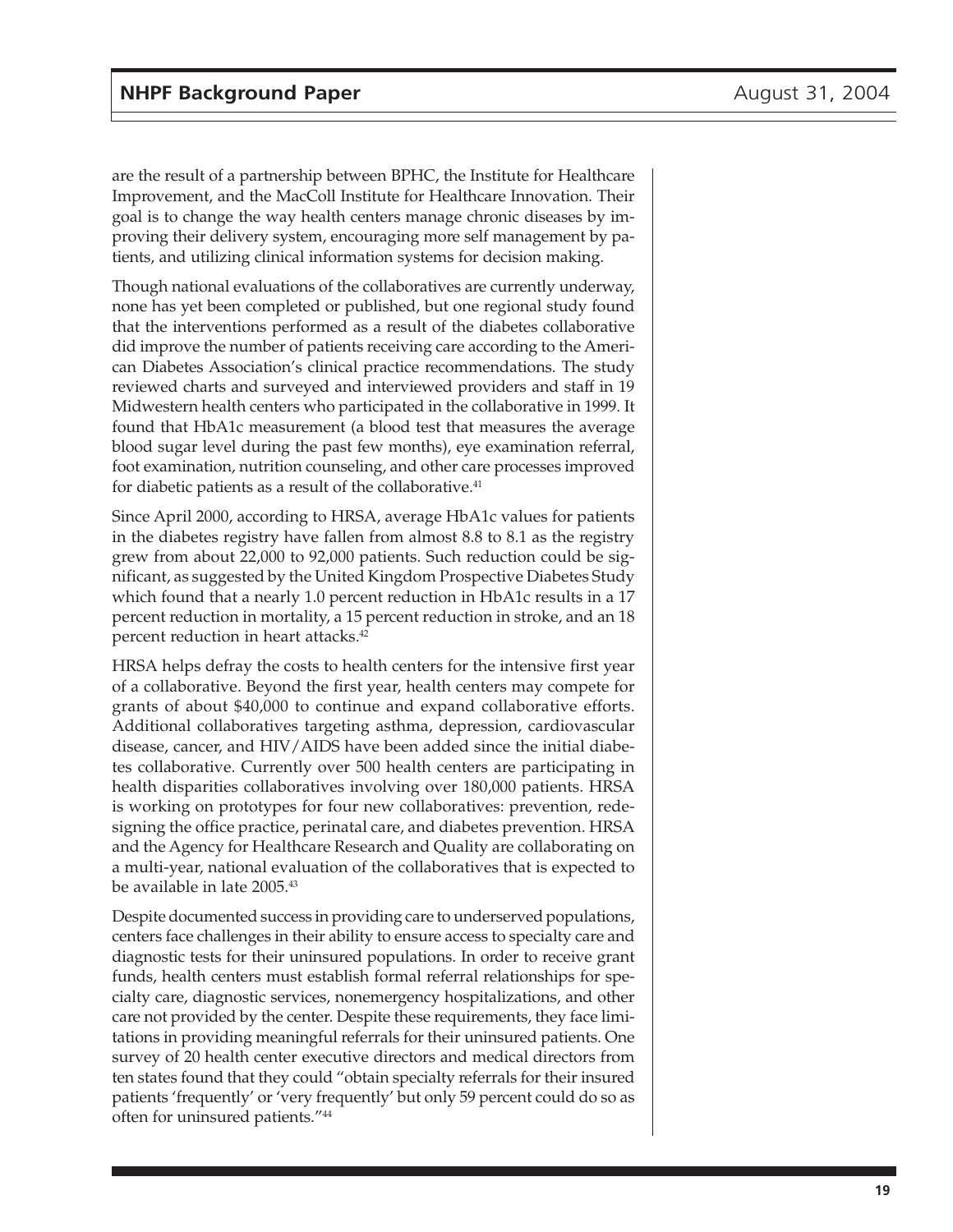are the result of a partnership between BPHC, the Institute for Healthcare Improvement, and the MacColl Institute for Healthcare Innovation. Their goal is to change the way health centers manage chronic diseases by improving their delivery system, encouraging more self management by patients, and utilizing clinical information systems for decision making.

Though national evaluations of the collaboratives are currently underway, none has yet been completed or published, but one regional study found that the interventions performed as a result of the diabetes collaborative did improve the number of patients receiving care according to the American Diabetes Association's clinical practice recommendations. The study reviewed charts and surveyed and interviewed providers and staff in 19 Midwestern health centers who participated in the collaborative in 1999. It found that HbA1c measurement (a blood test that measures the average blood sugar level during the past few months), eye examination referral, foot examination, nutrition counseling, and other care processes improved for diabetic patients as a result of the collaborative.[41]

Since April 2000, according to HRSA, average HbA1c values for patients in the diabetes registry have fallen from almost 8.8 to 8.1 as the registry grew from about 22,000 to 92,000 patients. Such reduction could be significant, as suggested by the United Kingdom Prospective Diabetes Study which found that a nearly 1.0 percent reduction in HbA1c results in a 17 percent reduction in mortality, a 15 percent reduction in stroke, and an 18 percent reduction in heart attacks.[42]

HRSA helps defray the costs to health centers for the intensive first year of a collaborative. Beyond the first year, health centers may compete for grants of about $40,000 to continue and expand collaborative efforts. Additional collaboratives targeting asthma, depression, cardiovascular disease, cancer, and HIV/AIDS have been added since the initial diabetes collaborative. Currently over 500 health centers are participating in health disparities collaboratives involving over 180,000 patients. HRSA is working on prototypes for four new collaboratives: prevention, redesigning the office practice, perinatal care, and diabetes prevention. HRSA and the Agency for Healthcare Research and Quality are collaborating on a multi-year, national evaluation of the collaboratives that is expected to be available in late 2005.[43]

Despite documented success in providing care to underserved populations, centers face challenges in their ability to ensure access to specialty care and diagnostic tests for their uninsured populations. In order to receive grant funds, health centers must establish formal referral relationships for specialty care, diagnostic services, nonemergency hospitalizations, and other care not provided by the center. Despite these requirements, they face limitations in providing meaningful referrals for their uninsured patients. One survey of 20 health center executive directors and medical directors from ten states found that they could "obtain specialty referrals for their insured patients 'frequently' or 'very frequently' but only 59 percent could do so as often for uninsured patients."[44]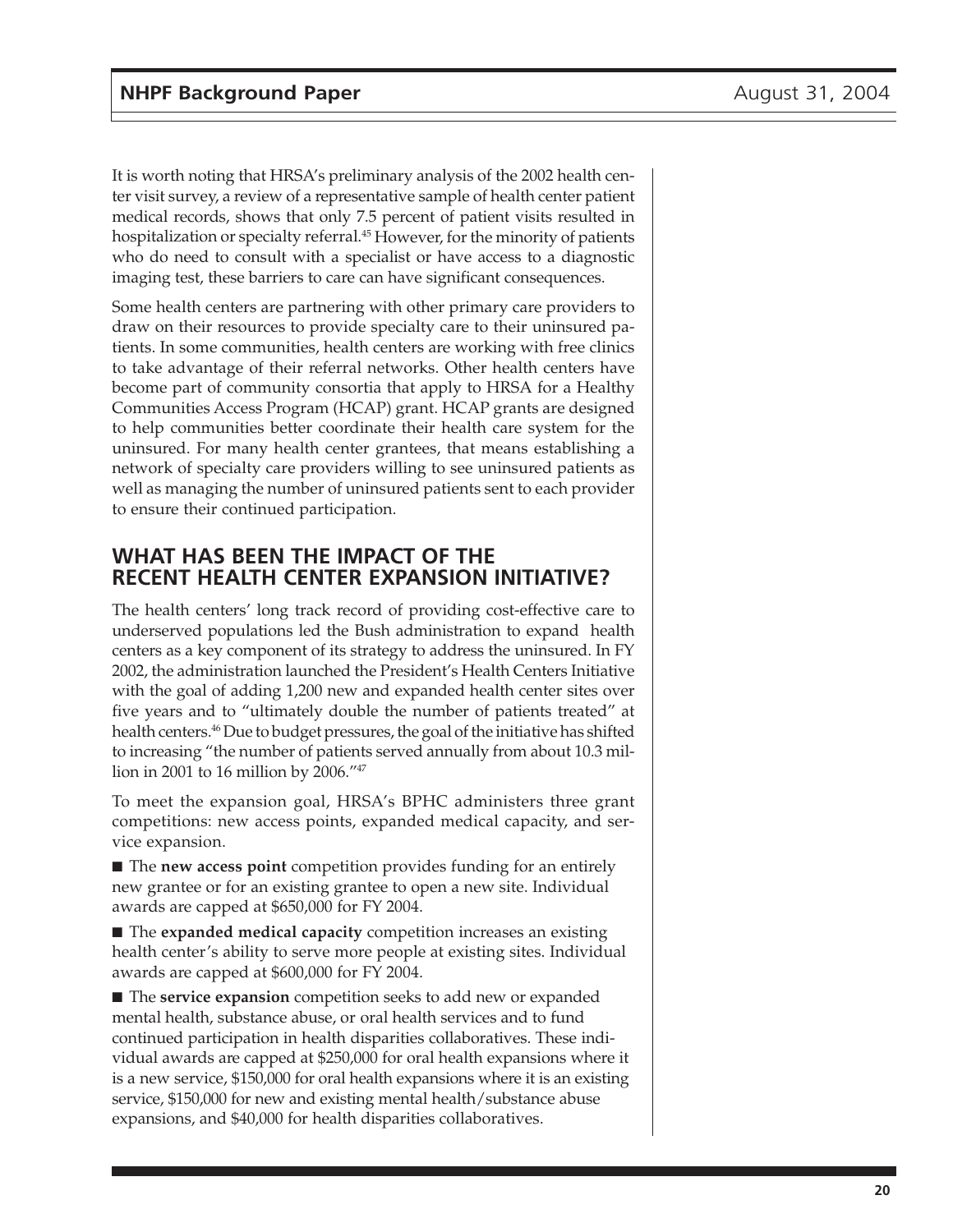It is worth noting that HRSA's preliminary analysis of the 2002 health center visit survey, a review of a representative sample of health center patient medical records, shows that only 7.5 percent of patient visits resulted in hospitalization or specialty referral.[45] However, for the minority of patients who do need to consult with a specialist or have access to a diagnostic imaging test, these barriers to care can have significant consequences.

Some health centers are partnering with other primary care providers to draw on their resources to provide specialty care to their uninsured patients. In some communities, health centers are working with free clinics to take advantage of their referral networks. Other health centers have become part of community consortia that apply to HRSA for a Healthy Communities Access Program (HCAP) grant. HCAP grants are designed to help communities better coordinate their health care system for the uninsured. For many health center grantees, that means establishing a network of specialty care providers willing to see uninsured patients as well as managing the number of uninsured patients sent to each provider to ensure their continued participation.

## WHAT HAS BEEN THE IMPACT OF THE RECENT HEALTH CENTER EXPANSION INITIATIVE?

The health centers' long track record of providing cost-effective care to underserved populations led the Bush administration to expand health centers as a key component of its strategy to address the uninsured. In FY 2002, the administration launched the President's Health Centers Initiative with the goal of adding 1,200 new and expanded health center sites over five years and to "ultimately double the number of patients treated" at health centers.[46] Due to budget pressures, the goal of the initiative has shifted to increasing "the number of patients served annually from about 10.3 million in 2001 to 16 million by 2006."[47]

To meet the expansion goal, HRSA's BPHC administers three grant competitions: new access points, expanded medical capacity, and service expansion.

- The **new access point** competition provides funding for an entirely new grantee or for an existing grantee to open a new site. Individual awards are capped at $650,000 for FY 2004.
- The **expanded medical capacity** competition increases an existing health center's ability to serve more people at existing sites. Individual awards are capped at $600,000 for FY 2004.
- The **service expansion** competition seeks to add new or expanded mental health, substance abuse, or oral health services and to fund continued participation in health disparities collaboratives. These individual awards are capped at $250,000 for oral health expansions where it is a new service, $150,000 for oral health expansions where it is an existing service, $150,000 for new and existing mental health/substance abuse expansions, and $40,000 for health disparities collaboratives.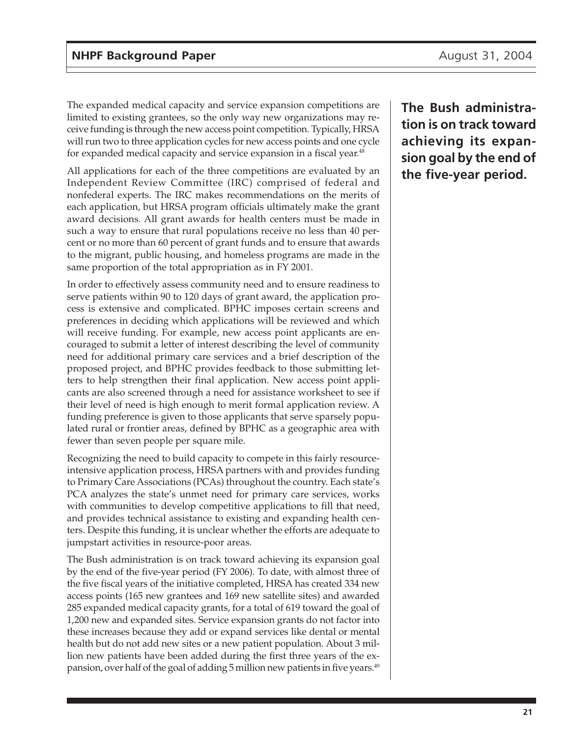The expanded medical capacity and service expansion competitions are limited to existing grantees, so the only way new organizations may receive funding is through the new access point competition. Typically, HRSA will run two to three application cycles for new access points and one cycle for expanded medical capacity and service expansion in a fiscal year.[48]

**The Bush administration is on track toward achieving its expansion goal by the end of the five-year period.**

All applications for each of the three competitions are evaluated by an Independent Review Committee (IRC) comprised of federal and nonfederal experts. The IRC makes recommendations on the merits of each application, but HRSA program officials ultimately make the grant award decisions. All grant awards for health centers must be made in such a way to ensure that rural populations receive no less than 40 percent or no more than 60 percent of grant funds and to ensure that awards to the migrant, public housing, and homeless programs are made in the same proportion of the total appropriation as in FY 2001.

In order to effectively assess community need and to ensure readiness to serve patients within 90 to 120 days of grant award, the application process is extensive and complicated. BPHC imposes certain screens and preferences in deciding which applications will be reviewed and which will receive funding. For example, new access point applicants are encouraged to submit a letter of interest describing the level of community need for additional primary care services and a brief description of the proposed project, and BPHC provides feedback to those submitting letters to help strengthen their final application. New access point applicants are also screened through a need for assistance worksheet to see if their level of need is high enough to merit formal application review. A funding preference is given to those applicants that serve sparsely populated rural or frontier areas, defined by BPHC as a geographic area with fewer than seven people per square mile.

Recognizing the need to build capacity to compete in this fairly resource-intensive application process, HRSA partners with and provides funding to Primary Care Associations (PCAs) throughout the country. Each state's PCA analyzes the state's unmet need for primary care services, works with communities to develop competitive applications to fill that need, and provides technical assistance to existing and expanding health centers. Despite this funding, it is unclear whether the efforts are adequate to jumpstart activities in resource-poor areas.

The Bush administration is on track toward achieving its expansion goal by the end of the five-year period (FY 2006). To date, with almost three of the five fiscal years of the initiative completed, HRSA has created 334 new access points (165 new grantees and 169 new satellite sites) and awarded 285 expanded medical capacity grants, for a total of 619 toward the goal of 1,200 new and expanded sites. Service expansion grants do not factor into these increases because they add or expand services like dental or mental health but do not add new sites or a new patient population. About 3 million new patients have been added during the first three years of the expansion, over half of the goal of adding 5 million new patients in five years.[49]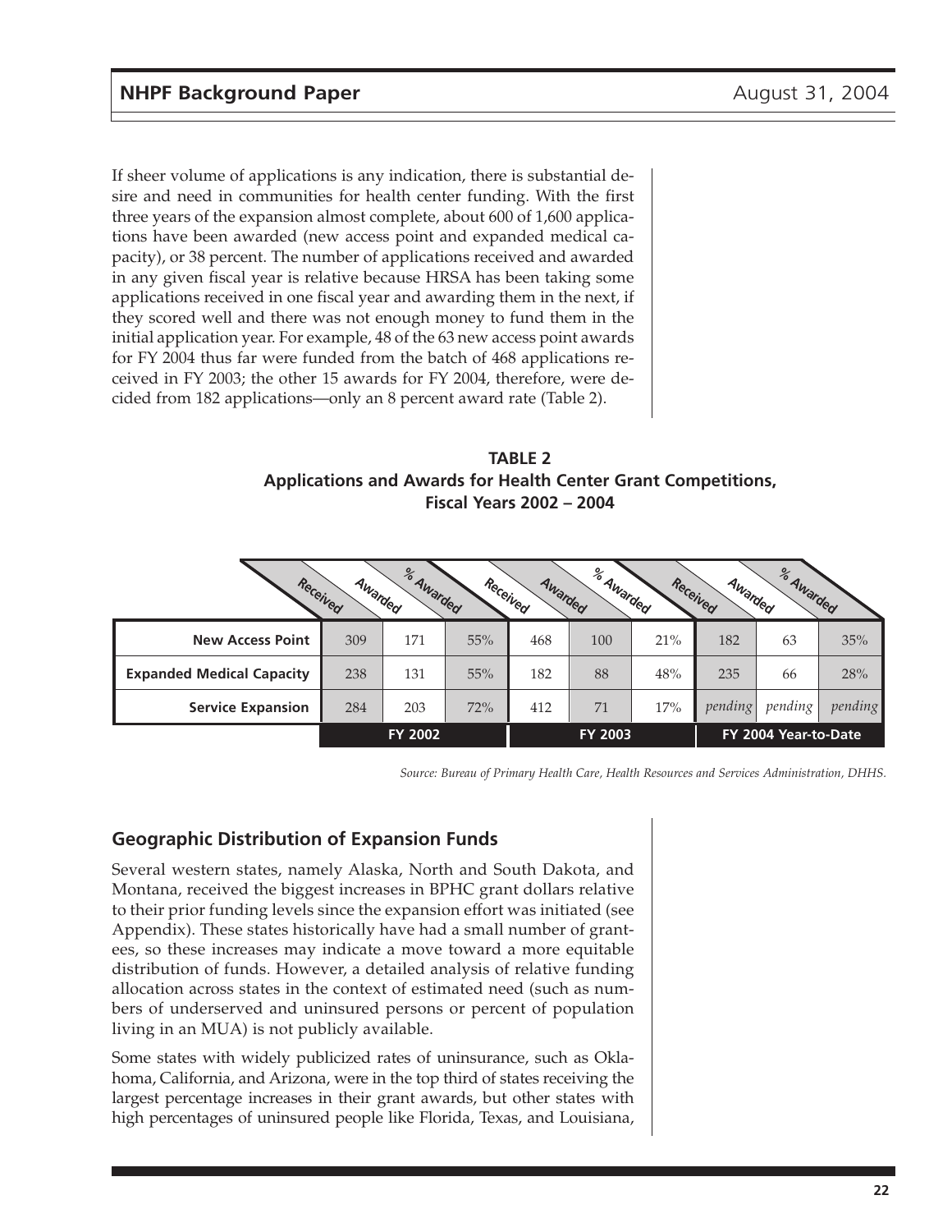If sheer volume of applications is any indication, there is substantial desire and need in communities for health center funding. With the first three years of the expansion almost complete, about 600 of 1,600 applications have been awarded (new access point and expanded medical capacity), or 38 percent. The number of applications received and awarded in any given fiscal year is relative because HRSA has been taking some applications received in one fiscal year and awarding them in the next, if they scored well and there was not enough money to fund them in the initial application year. For example, 48 of the 63 new access point awards for FY 2004 thus far were funded from the batch of 468 applications received in FY 2003; the other 15 awards for FY 2004, therefore, were decided from 182 applications—only an 8 percent award rate (Table 2).

**TABLE 2**
**Applications and Awards for Health Center Grant Competitions, Fiscal Years 2002 – 2004**

| | FY 2002 | | | FY 2003 | | | FY 2004 Year-to-Date | | |
|---|---|---|---|---|---|---|---|---|---|
| | Received | Awarded | % Awarded | Received | Awarded | % Awarded | Received | Awarded | % Awarded |
| **New Access Point** | 309 | 171 | 55% | 468 | 100 | 21% | 182 | 63 | 35% |
| **Expanded Medical Capacity** | 238 | 131 | 55% | 182 | 88 | 48% | 235 | 66 | 28% |
| **Service Expansion** | 284 | 203 | 72% | 412 | 71 | 17% | *pending* | *pending* | *pending* |

*Source: Bureau of Primary Health Care, Health Resources and Services Administration, DHHS.*

## Geographic Distribution of Expansion Funds

Several western states, namely Alaska, North and South Dakota, and Montana, received the biggest increases in BPHC grant dollars relative to their prior funding levels since the expansion effort was initiated (see Appendix). These states historically have had a small number of grantees, so these increases may indicate a move toward a more equitable distribution of funds. However, a detailed analysis of relative funding allocation across states in the context of estimated need (such as numbers of underserved and uninsured persons or percent of population living in an MUA) is not publicly available.

Some states with widely publicized rates of uninsurance, such as Oklahoma, California, and Arizona, were in the top third of states receiving the largest percentage increases in their grant awards, but other states with high percentages of uninsured people like Florida, Texas, and Louisiana,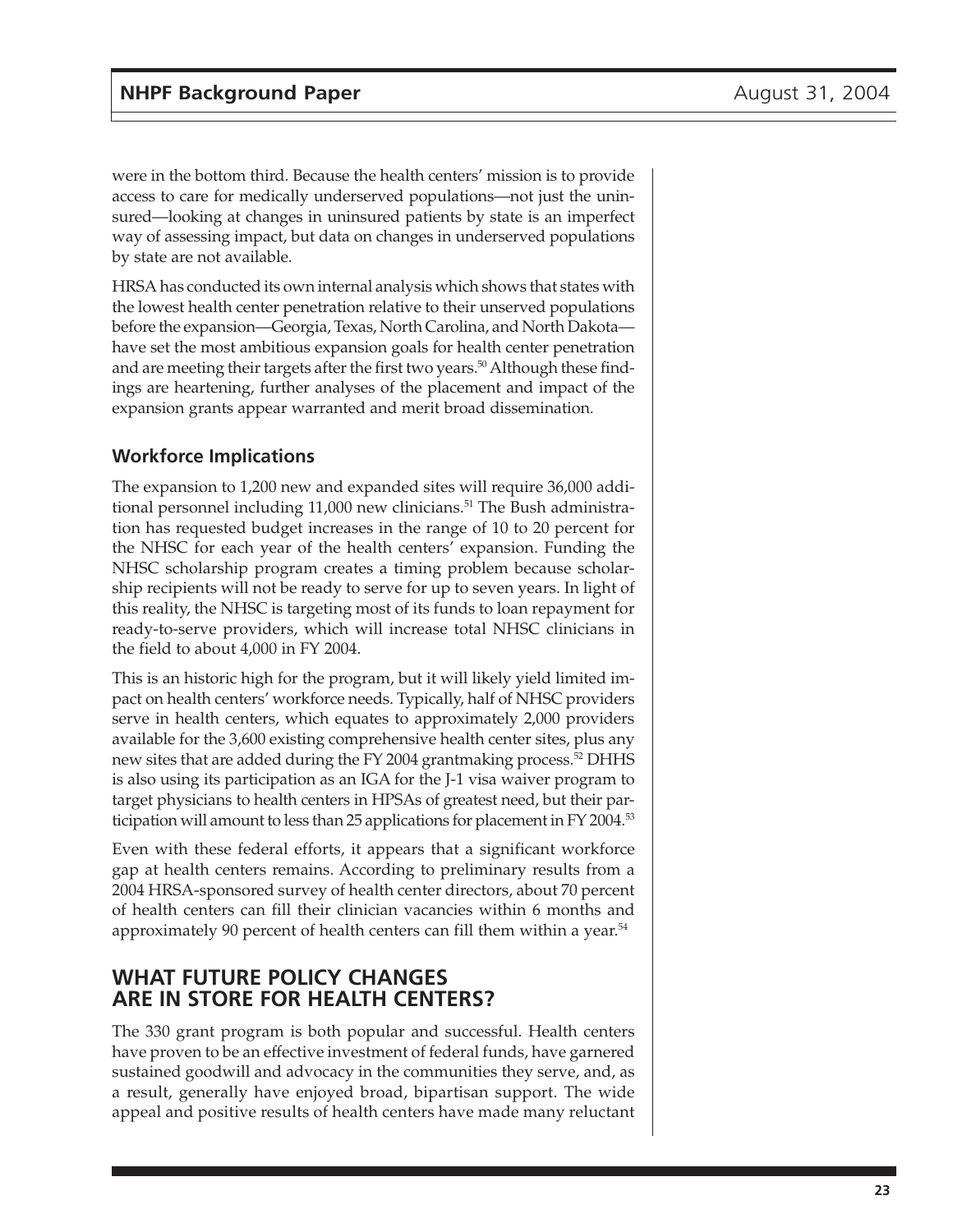were in the bottom third. Because the health centers' mission is to provide access to care for medically underserved populations—not just the uninsured—looking at changes in uninsured patients by state is an imperfect way of assessing impact, but data on changes in underserved populations by state are not available.

HRSA has conducted its own internal analysis which shows that states with the lowest health center penetration relative to their unserved populations before the expansion—Georgia, Texas, North Carolina, and North Dakota—have set the most ambitious expansion goals for health center penetration and are meeting their targets after the first two years.[50] Although these findings are heartening, further analyses of the placement and impact of the expansion grants appear warranted and merit broad dissemination.

### Workforce Implications

The expansion to 1,200 new and expanded sites will require 36,000 additional personnel including 11,000 new clinicians.[51] The Bush administration has requested budget increases in the range of 10 to 20 percent for the NHSC for each year of the health centers' expansion. Funding the NHSC scholarship program creates a timing problem because scholarship recipients will not be ready to serve for up to seven years. In light of this reality, the NHSC is targeting most of its funds to loan repayment for ready-to-serve providers, which will increase total NHSC clinicians in the field to about 4,000 in FY 2004.

This is an historic high for the program, but it will likely yield limited impact on health centers' workforce needs. Typically, half of NHSC providers serve in health centers, which equates to approximately 2,000 providers available for the 3,600 existing comprehensive health center sites, plus any new sites that are added during the FY 2004 grantmaking process.[52] DHHS is also using its participation as an IGA for the J-1 visa waiver program to target physicians to health centers in HPSAs of greatest need, but their participation will amount to less than 25 applications for placement in FY 2004.[53]

Even with these federal efforts, it appears that a significant workforce gap at health centers remains. According to preliminary results from a 2004 HRSA-sponsored survey of health center directors, about 70 percent of health centers can fill their clinician vacancies within 6 months and approximately 90 percent of health centers can fill them within a year.[54]

## WHAT FUTURE POLICY CHANGES ARE IN STORE FOR HEALTH CENTERS?

The 330 grant program is both popular and successful. Health centers have proven to be an effective investment of federal funds, have garnered sustained goodwill and advocacy in the communities they serve, and, as a result, generally have enjoyed broad, bipartisan support. The wide appeal and positive results of health centers have made many reluctant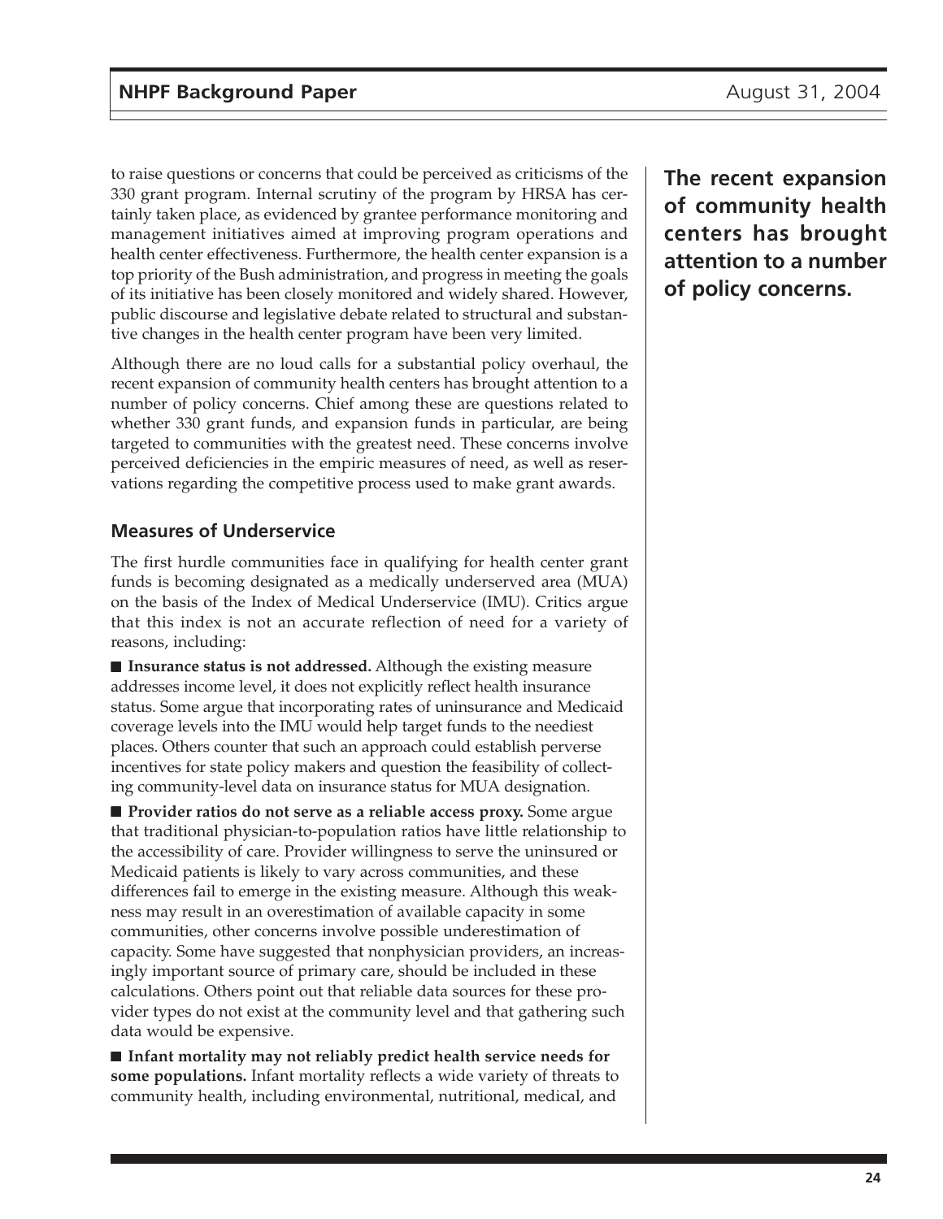to raise questions or concerns that could be perceived as criticisms of the 330 grant program. Internal scrutiny of the program by HRSA has certainly taken place, as evidenced by grantee performance monitoring and management initiatives aimed at improving program operations and health center effectiveness. Furthermore, the health center expansion is a top priority of the Bush administration, and progress in meeting the goals of its initiative has been closely monitored and widely shared. However, public discourse and legislative debate related to structural and substantive changes in the health center program have been very limited.

**The recent expansion of community health centers has brought attention to a number of policy concerns.**

Although there are no loud calls for a substantial policy overhaul, the recent expansion of community health centers has brought attention to a number of policy concerns. Chief among these are questions related to whether 330 grant funds, and expansion funds in particular, are being targeted to communities with the greatest need. These concerns involve perceived deficiencies in the empiric measures of need, as well as reservations regarding the competitive process used to make grant awards.

### Measures of Underservice

The first hurdle communities face in qualifying for health center grant funds is becoming designated as a medically underserved area (MUA) on the basis of the Index of Medical Underservice (IMU). Critics argue that this index is not an accurate reflection of need for a variety of reasons, including:

- **Insurance status is not addressed.** Although the existing measure addresses income level, it does not explicitly reflect health insurance status. Some argue that incorporating rates of uninsurance and Medicaid coverage levels into the IMU would help target funds to the neediest places. Others counter that such an approach could establish perverse incentives for state policy makers and question the feasibility of collecting community-level data on insurance status for MUA designation.

- **Provider ratios do not serve as a reliable access proxy.** Some argue that traditional physician-to-population ratios have little relationship to the accessibility of care. Provider willingness to serve the uninsured or Medicaid patients is likely to vary across communities, and these differences fail to emerge in the existing measure. Although this weakness may result in an overestimation of available capacity in some communities, other concerns involve possible underestimation of capacity. Some have suggested that nonphysician providers, an increasingly important source of primary care, should be included in these calculations. Others point out that reliable data sources for these provider types do not exist at the community level and that gathering such data would be expensive.

- **Infant mortality may not reliably predict health service needs for some populations.** Infant mortality reflects a wide variety of threats to community health, including environmental, nutritional, medical, and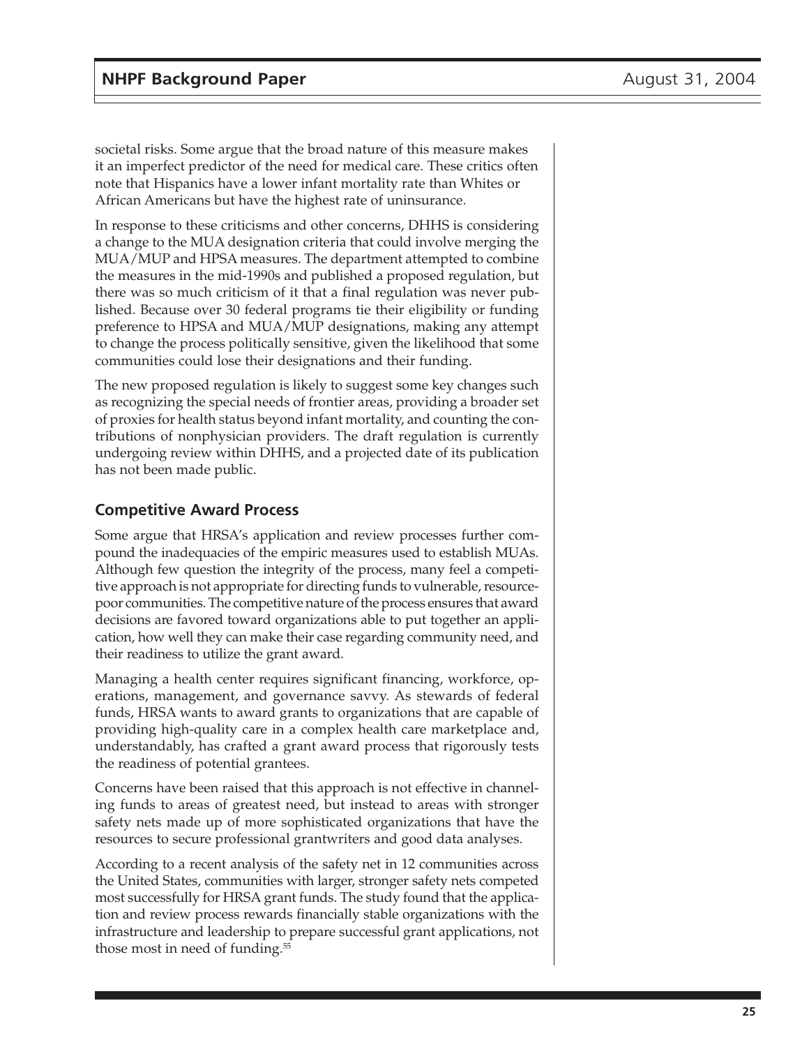societal risks. Some argue that the broad nature of this measure makes it an imperfect predictor of the need for medical care. These critics often note that Hispanics have a lower infant mortality rate than Whites or African Americans but have the highest rate of uninsurance.

In response to these criticisms and other concerns, DHHS is considering a change to the MUA designation criteria that could involve merging the MUA/MUP and HPSA measures. The department attempted to combine the measures in the mid-1990s and published a proposed regulation, but there was so much criticism of it that a final regulation was never published. Because over 30 federal programs tie their eligibility or funding preference to HPSA and MUA/MUP designations, making any attempt to change the process politically sensitive, given the likelihood that some communities could lose their designations and their funding.

The new proposed regulation is likely to suggest some key changes such as recognizing the special needs of frontier areas, providing a broader set of proxies for health status beyond infant mortality, and counting the contributions of nonphysician providers. The draft regulation is currently undergoing review within DHHS, and a projected date of its publication has not been made public.

## Competitive Award Process

Some argue that HRSA's application and review processes further compound the inadequacies of the empiric measures used to establish MUAs. Although few question the integrity of the process, many feel a competitive approach is not appropriate for directing funds to vulnerable, resource-poor communities. The competitive nature of the process ensures that award decisions are favored toward organizations able to put together an application, how well they can make their case regarding community need, and their readiness to utilize the grant award.

Managing a health center requires significant financing, workforce, operations, management, and governance savvy. As stewards of federal funds, HRSA wants to award grants to organizations that are capable of providing high-quality care in a complex health care marketplace and, understandably, has crafted a grant award process that rigorously tests the readiness of potential grantees.

Concerns have been raised that this approach is not effective in channeling funds to areas of greatest need, but instead to areas with stronger safety nets made up of more sophisticated organizations that have the resources to secure professional grantwriters and good data analyses.

According to a recent analysis of the safety net in 12 communities across the United States, communities with larger, stronger safety nets competed most successfully for HRSA grant funds. The study found that the application and review process rewards financially stable organizations with the infrastructure and leadership to prepare successful grant applications, not those most in need of funding.[55]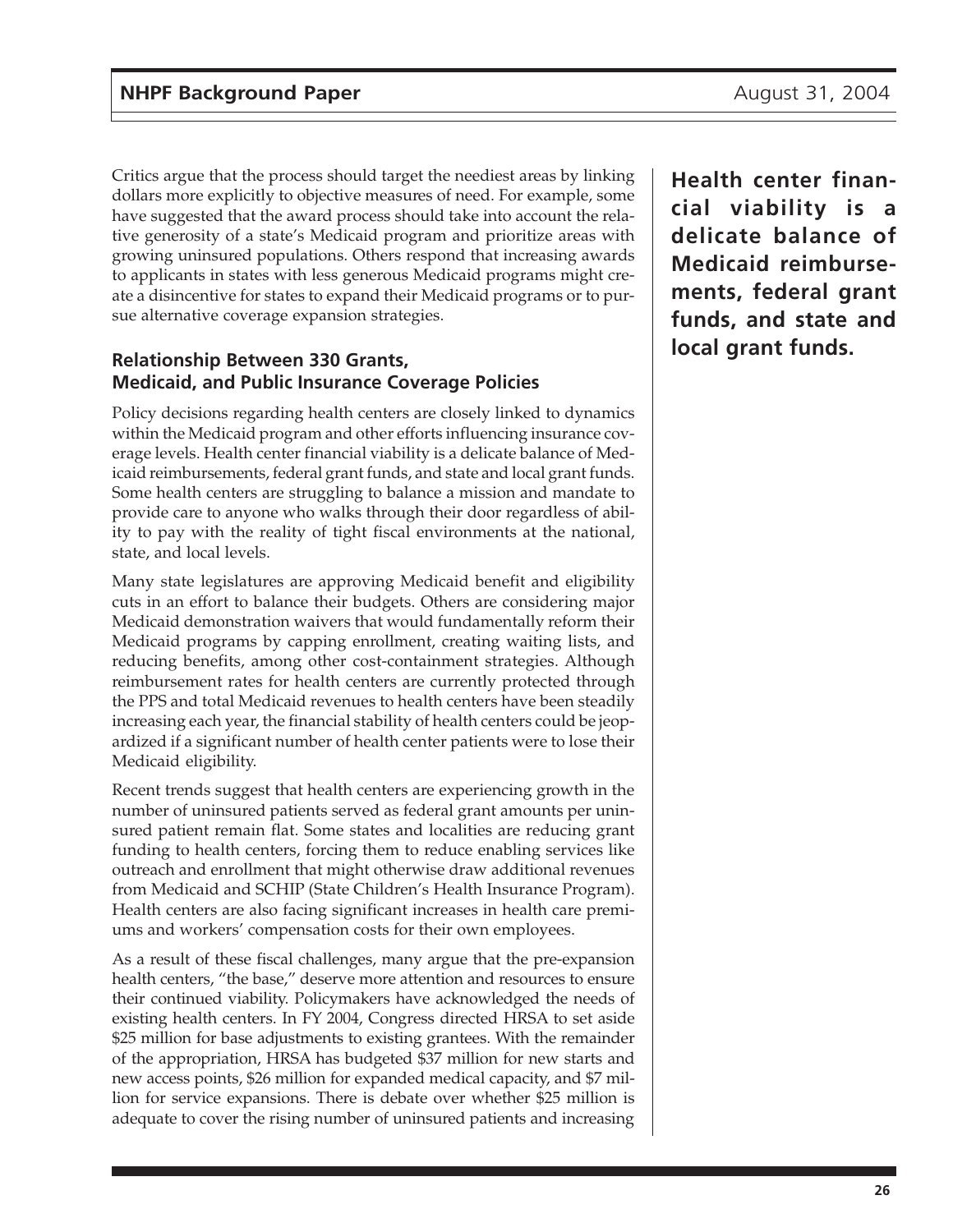Critics argue that the process should target the neediest areas by linking dollars more explicitly to objective measures of need. For example, some have suggested that the award process should take into account the relative generosity of a state's Medicaid program and prioritize areas with growing uninsured populations. Others respond that increasing awards to applicants in states with less generous Medicaid programs might create a disincentive for states to expand their Medicaid programs or to pursue alternative coverage expansion strategies.

### Relationship Between 330 Grants, Medicaid, and Public Insurance Coverage Policies

Policy decisions regarding health centers are closely linked to dynamics within the Medicaid program and other efforts influencing insurance coverage levels. Health center financial viability is a delicate balance of Medicaid reimbursements, federal grant funds, and state and local grant funds. Some health centers are struggling to balance a mission and mandate to provide care to anyone who walks through their door regardless of ability to pay with the reality of tight fiscal environments at the national, state, and local levels.

**Health center financial viability is a delicate balance of Medicaid reimbursements, federal grant funds, and state and local grant funds.**

Many state legislatures are approving Medicaid benefit and eligibility cuts in an effort to balance their budgets. Others are considering major Medicaid demonstration waivers that would fundamentally reform their Medicaid programs by capping enrollment, creating waiting lists, and reducing benefits, among other cost-containment strategies. Although reimbursement rates for health centers are currently protected through the PPS and total Medicaid revenues to health centers have been steadily increasing each year, the financial stability of health centers could be jeopardized if a significant number of health center patients were to lose their Medicaid eligibility.

Recent trends suggest that health centers are experiencing growth in the number of uninsured patients served as federal grant amounts per uninsured patient remain flat. Some states and localities are reducing grant funding to health centers, forcing them to reduce enabling services like outreach and enrollment that might otherwise draw additional revenues from Medicaid and SCHIP (State Children's Health Insurance Program). Health centers are also facing significant increases in health care premiums and workers' compensation costs for their own employees.

As a result of these fiscal challenges, many argue that the pre-expansion health centers, "the base," deserve more attention and resources to ensure their continued viability. Policymakers have acknowledged the needs of existing health centers. In FY 2004, Congress directed HRSA to set aside $25 million for base adjustments to existing grantees. With the remainder of the appropriation, HRSA has budgeted $37 million for new starts and new access points, $26 million for expanded medical capacity, and $7 million for service expansions. There is debate over whether $25 million is adequate to cover the rising number of uninsured patients and increasing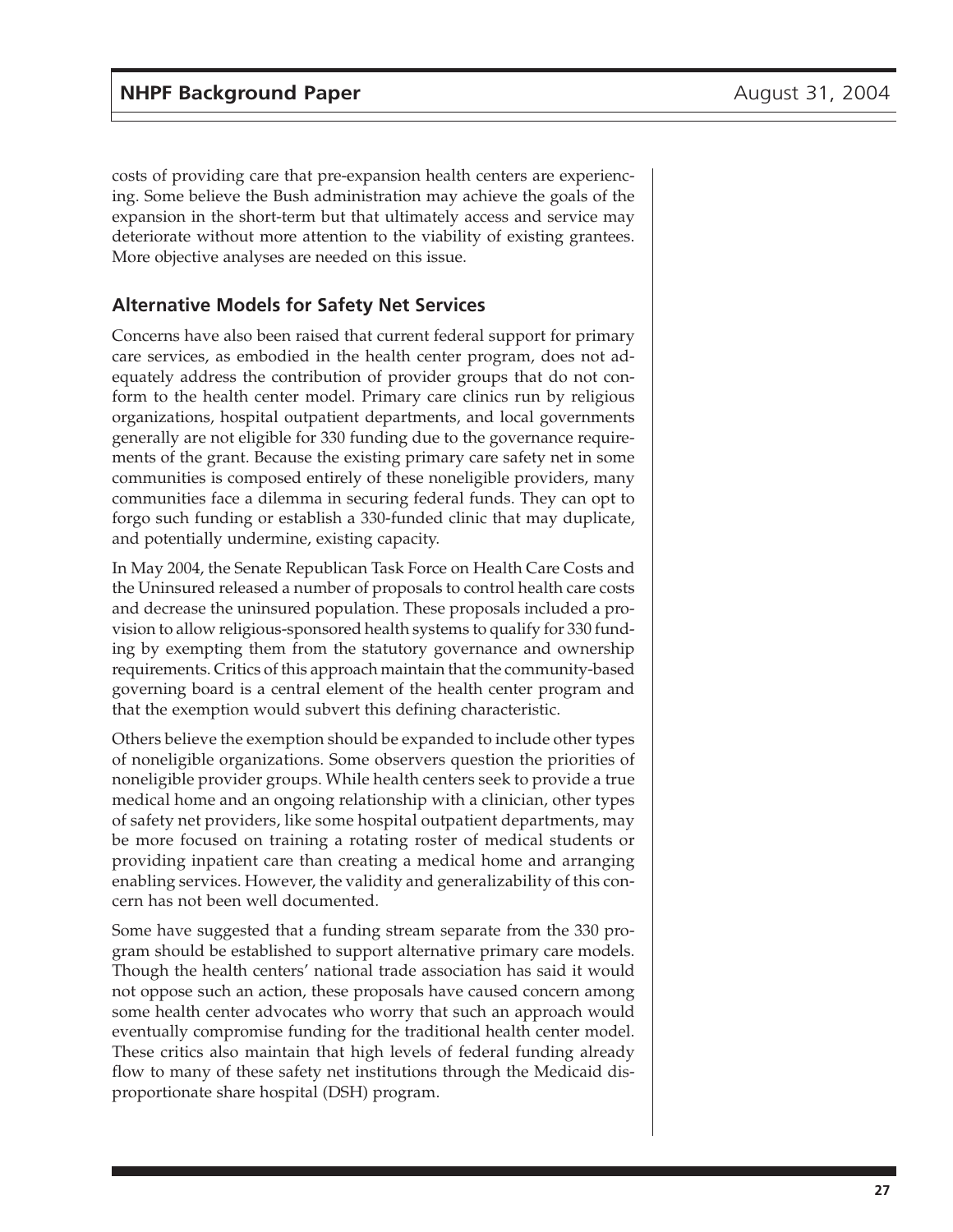costs of providing care that pre-expansion health centers are experiencing. Some believe the Bush administration may achieve the goals of the expansion in the short-term but that ultimately access and service may deteriorate without more attention to the viability of existing grantees. More objective analyses are needed on this issue.

## Alternative Models for Safety Net Services

Concerns have also been raised that current federal support for primary care services, as embodied in the health center program, does not adequately address the contribution of provider groups that do not conform to the health center model. Primary care clinics run by religious organizations, hospital outpatient departments, and local governments generally are not eligible for 330 funding due to the governance requirements of the grant. Because the existing primary care safety net in some communities is composed entirely of these noneligible providers, many communities face a dilemma in securing federal funds. They can opt to forgo such funding or establish a 330-funded clinic that may duplicate, and potentially undermine, existing capacity.

In May 2004, the Senate Republican Task Force on Health Care Costs and the Uninsured released a number of proposals to control health care costs and decrease the uninsured population. These proposals included a provision to allow religious-sponsored health systems to qualify for 330 funding by exempting them from the statutory governance and ownership requirements. Critics of this approach maintain that the community-based governing board is a central element of the health center program and that the exemption would subvert this defining characteristic.

Others believe the exemption should be expanded to include other types of noneligible organizations. Some observers question the priorities of noneligible provider groups. While health centers seek to provide a true medical home and an ongoing relationship with a clinician, other types of safety net providers, like some hospital outpatient departments, may be more focused on training a rotating roster of medical students or providing inpatient care than creating a medical home and arranging enabling services. However, the validity and generalizability of this concern has not been well documented.

Some have suggested that a funding stream separate from the 330 program should be established to support alternative primary care models. Though the health centers' national trade association has said it would not oppose such an action, these proposals have caused concern among some health center advocates who worry that such an approach would eventually compromise funding for the traditional health center model. These critics also maintain that high levels of federal funding already flow to many of these safety net institutions through the Medicaid disproportionate share hospital (DSH) program.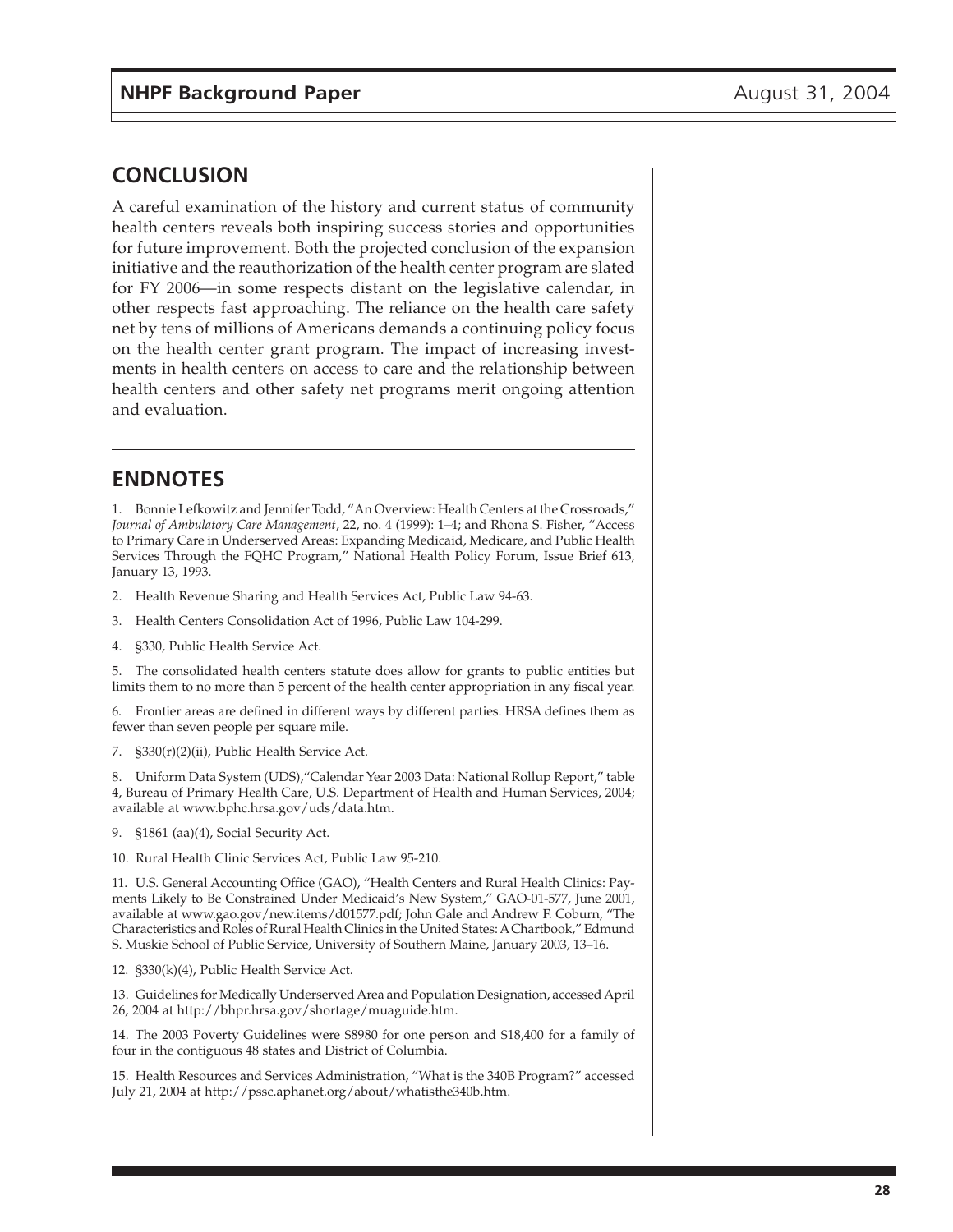## CONCLUSION

A careful examination of the history and current status of community health centers reveals both inspiring success stories and opportunities for future improvement. Both the projected conclusion of the expansion initiative and the reauthorization of the health center program are slated for FY 2006—in some respects distant on the legislative calendar, in other respects fast approaching. The reliance on the health care safety net by tens of millions of Americans demands a continuing policy focus on the health center grant program. The impact of increasing investments in health centers on access to care and the relationship between health centers and other safety net programs merit ongoing attention and evaluation.

## ENDNOTES

1. Bonnie Lefkowitz and Jennifer Todd, "An Overview: Health Centers at the Crossroads," *Journal of Ambulatory Care Management*, 22, no. 4 (1999): 1–4; and Rhona S. Fisher, "Access to Primary Care in Underserved Areas: Expanding Medicaid, Medicare, and Public Health Services Through the FQHC Program," National Health Policy Forum, Issue Brief 613, January 13, 1993.

2. Health Revenue Sharing and Health Services Act, Public Law 94-63.

3. Health Centers Consolidation Act of 1996, Public Law 104-299.

4. §330, Public Health Service Act.

5. The consolidated health centers statute does allow for grants to public entities but limits them to no more than 5 percent of the health center appropriation in any fiscal year.

6. Frontier areas are defined in different ways by different parties. HRSA defines them as fewer than seven people per square mile.

7. §330(r)(2)(ii), Public Health Service Act.

8. Uniform Data System (UDS),"Calendar Year 2003 Data: National Rollup Report," table 4, Bureau of Primary Health Care, U.S. Department of Health and Human Services, 2004; available at www.bphc.hrsa.gov/uds/data.htm.

9. §1861 (aa)(4), Social Security Act.

10. Rural Health Clinic Services Act, Public Law 95-210.

11. U.S. General Accounting Office (GAO), "Health Centers and Rural Health Clinics: Payments Likely to Be Constrained Under Medicaid's New System," GAO-01-577, June 2001, available at www.gao.gov/new.items/d01577.pdf; John Gale and Andrew F. Coburn, "The Characteristics and Roles of Rural Health Clinics in the United States: A Chartbook," Edmund S. Muskie School of Public Service, University of Southern Maine, January 2003, 13–16.

12. §330(k)(4), Public Health Service Act.

13. Guidelines for Medically Underserved Area and Population Designation, accessed April 26, 2004 at http://bhpr.hrsa.gov/shortage/muaguide.htm.

14. The 2003 Poverty Guidelines were $8980 for one person and $18,400 for a family of four in the contiguous 48 states and District of Columbia.

15. Health Resources and Services Administration, "What is the 340B Program?" accessed July 21, 2004 at http://pssc.aphanet.org/about/whatisthe340b.htm.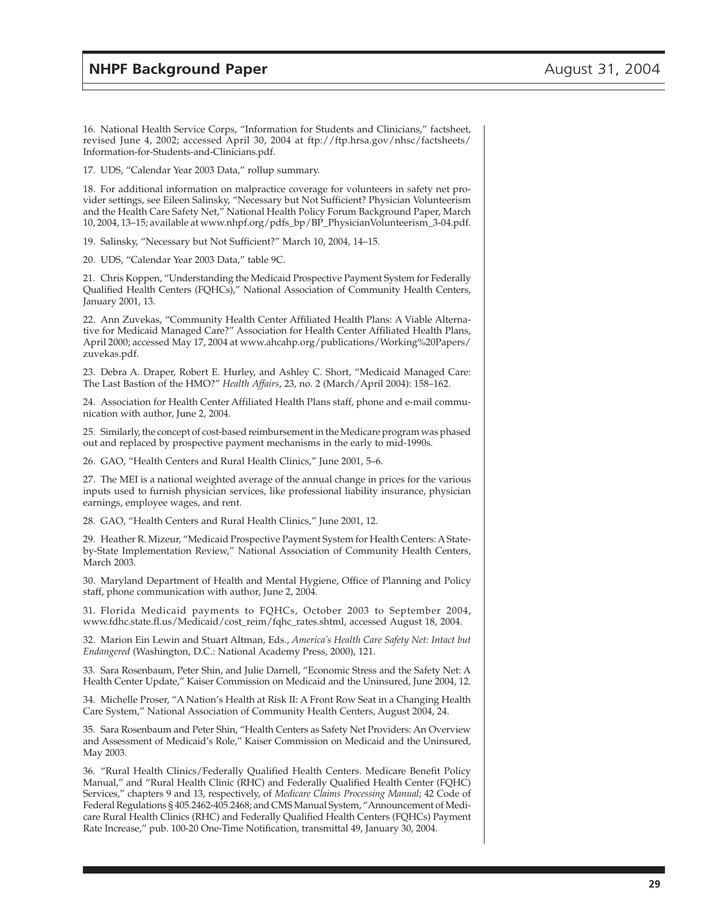16. National Health Service Corps, "Information for Students and Clinicians," factsheet, revised June 4, 2002; accessed April 30, 2004 at ftp://ftp.hrsa.gov/nhsc/factsheets/Information-for-Students-and-Clinicians.pdf.

17. UDS, "Calendar Year 2003 Data," rollup summary.

18. For additional information on malpractice coverage for volunteers in safety net provider settings, see Eileen Salinsky, "Necessary but Not Sufficient? Physician Volunteerism and the Health Care Safety Net," National Health Policy Forum Background Paper, March 10, 2004, 13–15; available at www.nhpf.org/pdfs_bp/BP_PhysicianVolunteerism_3-04.pdf.

19. Salinsky, "Necessary but Not Sufficient?" March 10, 2004, 14–15.

20. UDS, "Calendar Year 2003 Data," table 9C.

21. Chris Koppen, "Understanding the Medicaid Prospective Payment System for Federally Qualified Health Centers (FQHCs)," National Association of Community Health Centers, January 2001, 13.

22. Ann Zuvekas, "Community Health Center Affiliated Health Plans: A Viable Alternative for Medicaid Managed Care?" Association for Health Center Affiliated Health Plans, April 2000; accessed May 17, 2004 at www.ahcahp.org/publications/Working%20Papers/zuvekas.pdf.

23. Debra A. Draper, Robert E. Hurley, and Ashley C. Short, "Medicaid Managed Care: The Last Bastion of the HMO?" *Health Affairs*, 23, no. 2 (March/April 2004): 158–162.

24. Association for Health Center Affiliated Health Plans staff, phone and e-mail communication with author, June 2, 2004.

25. Similarly, the concept of cost-based reimbursement in the Medicare program was phased out and replaced by prospective payment mechanisms in the early to mid-1990s.

26. GAO, "Health Centers and Rural Health Clinics," June 2001, 5–6.

27. The MEI is a national weighted average of the annual change in prices for the various inputs used to furnish physician services, like professional liability insurance, physician earnings, employee wages, and rent.

28. GAO, "Health Centers and Rural Health Clinics," June 2001, 12.

29. Heather R. Mizeur, "Medicaid Prospective Payment System for Health Centers: A State-by-State Implementation Review," National Association of Community Health Centers, March 2003.

30. Maryland Department of Health and Mental Hygiene, Office of Planning and Policy staff, phone communication with author, June 2, 2004.

31. Florida Medicaid payments to FQHCs, October 2003 to September 2004, www.fdhc.state.fl.us/Medicaid/cost_reim/fqhc_rates.shtml, accessed August 18, 2004.

32. Marion Ein Lewin and Stuart Altman, Eds., *America's Health Care Safety Net: Intact but Endangered* (Washington, D.C.: National Academy Press, 2000), 121.

33. Sara Rosenbaum, Peter Shin, and Julie Darnell, "Economic Stress and the Safety Net: A Health Center Update," Kaiser Commission on Medicaid and the Uninsured, June 2004, 12.

34. Michelle Proser, "A Nation's Health at Risk II: A Front Row Seat in a Changing Health Care System," National Association of Community Health Centers, August 2004, 24.

35. Sara Rosenbaum and Peter Shin, "Health Centers as Safety Net Providers: An Overview and Assessment of Medicaid's Role," Kaiser Commission on Medicaid and the Uninsured, May 2003.

36. "Rural Health Clinics/Federally Qualified Health Centers. Medicare Benefit Policy Manual," and "Rural Health Clinic (RHC) and Federally Qualified Health Center (FQHC) Services," chapters 9 and 13, respectively, of *Medicare Claims Processing Manual*; 42 Code of Federal Regulations § 405.2462-405.2468; and CMS Manual System, "Announcement of Medicare Rural Health Clinics (RHC) and Federally Qualified Health Centers (FQHCs) Payment Rate Increase," pub. 100-20 One-Time Notification, transmittal 49, January 30, 2004.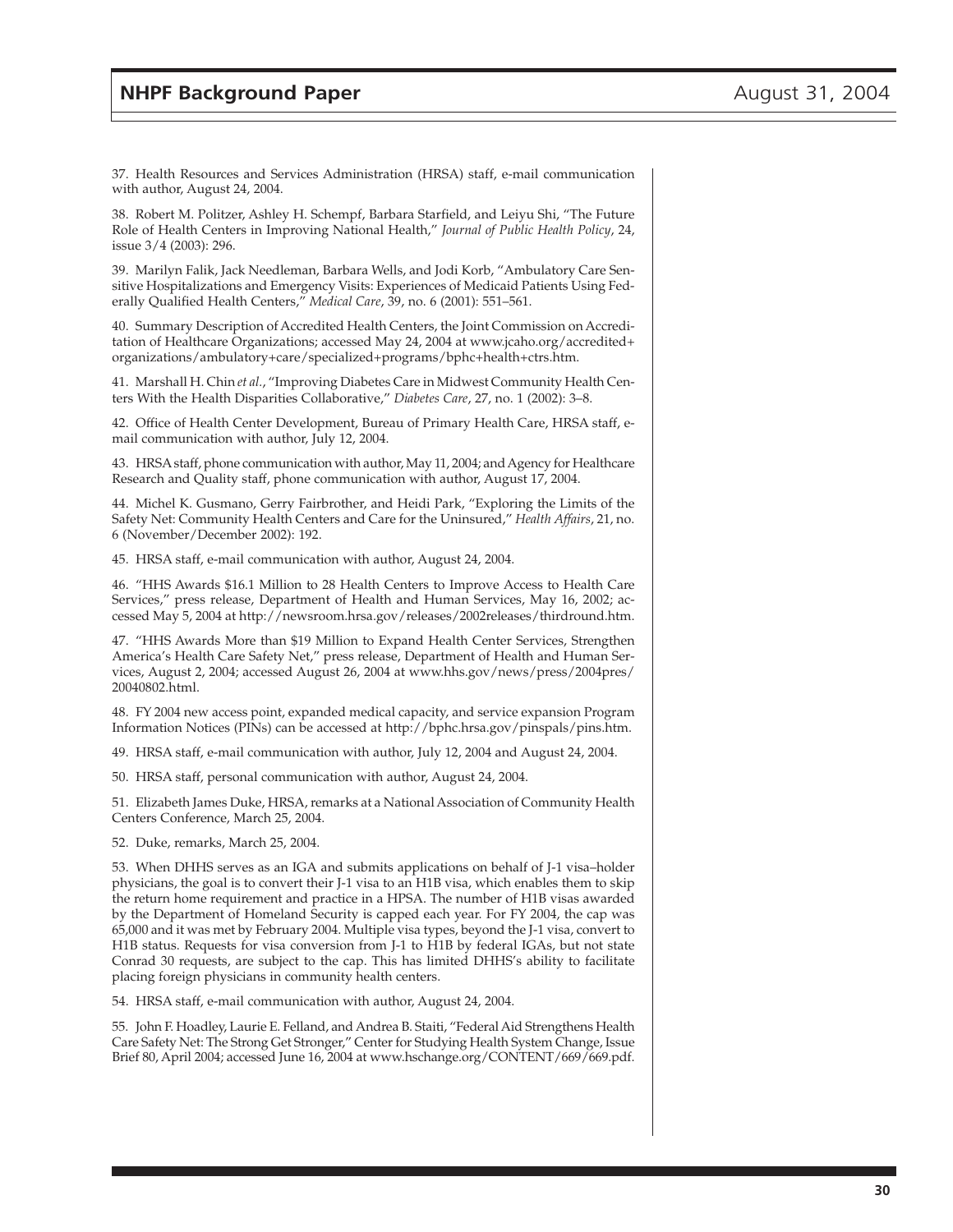37. Health Resources and Services Administration (HRSA) staff, e-mail communication with author, August 24, 2004.

38. Robert M. Politzer, Ashley H. Schempf, Barbara Starfield, and Leiyu Shi, "The Future Role of Health Centers in Improving National Health," *Journal of Public Health Policy*, 24, issue 3/4 (2003): 296.

39. Marilyn Falik, Jack Needleman, Barbara Wells, and Jodi Korb, "Ambulatory Care Sensitive Hospitalizations and Emergency Visits: Experiences of Medicaid Patients Using Federally Qualified Health Centers," *Medical Care*, 39, no. 6 (2001): 551–561.

40. Summary Description of Accredited Health Centers, the Joint Commission on Accreditation of Healthcare Organizations; accessed May 24, 2004 at www.jcaho.org/accredited+organizations/ambulatory+care/specialized+programs/bphc+health+ctrs.htm.

41. Marshall H. Chin *et al.*, "Improving Diabetes Care in Midwest Community Health Centers With the Health Disparities Collaborative," *Diabetes Care*, 27, no. 1 (2002): 3–8.

42. Office of Health Center Development, Bureau of Primary Health Care, HRSA staff, e-mail communication with author, July 12, 2004.

43. HRSA staff, phone communication with author, May 11, 2004; and Agency for Healthcare Research and Quality staff, phone communication with author, August 17, 2004.

44. Michel K. Gusmano, Gerry Fairbrother, and Heidi Park, "Exploring the Limits of the Safety Net: Community Health Centers and Care for the Uninsured," *Health Affairs*, 21, no. 6 (November/December 2002): 192.

45. HRSA staff, e-mail communication with author, August 24, 2004.

46. "HHS Awards $16.1 Million to 28 Health Centers to Improve Access to Health Care Services," press release, Department of Health and Human Services, May 16, 2002; accessed May 5, 2004 at http://newsroom.hrsa.gov/releases/2002releases/thirdround.htm.

47. "HHS Awards More than $19 Million to Expand Health Center Services, Strengthen America's Health Care Safety Net," press release, Department of Health and Human Services, August 2, 2004; accessed August 26, 2004 at www.hhs.gov/news/press/2004pres/20040802.html.

48. FY 2004 new access point, expanded medical capacity, and service expansion Program Information Notices (PINs) can be accessed at http://bphc.hrsa.gov/pinspals/pins.htm.

49. HRSA staff, e-mail communication with author, July 12, 2004 and August 24, 2004.

50. HRSA staff, personal communication with author, August 24, 2004.

51. Elizabeth James Duke, HRSA, remarks at a National Association of Community Health Centers Conference, March 25, 2004.

52. Duke, remarks, March 25, 2004.

53. When DHHS serves as an IGA and submits applications on behalf of J-1 visa–holder physicians, the goal is to convert their J-1 visa to an H1B visa, which enables them to skip the return home requirement and practice in a HPSA. The number of H1B visas awarded by the Department of Homeland Security is capped each year. For FY 2004, the cap was 65,000 and it was met by February 2004. Multiple visa types, beyond the J-1 visa, convert to H1B status. Requests for visa conversion from J-1 to H1B by federal IGAs, but not state Conrad 30 requests, are subject to the cap. This has limited DHHS's ability to facilitate placing foreign physicians in community health centers.

54. HRSA staff, e-mail communication with author, August 24, 2004.

55. John F. Hoadley, Laurie E. Felland, and Andrea B. Staiti, "Federal Aid Strengthens Health Care Safety Net: The Strong Get Stronger," Center for Studying Health System Change, Issue Brief 80, April 2004; accessed June 16, 2004 at www.hschange.org/CONTENT/669/669.pdf.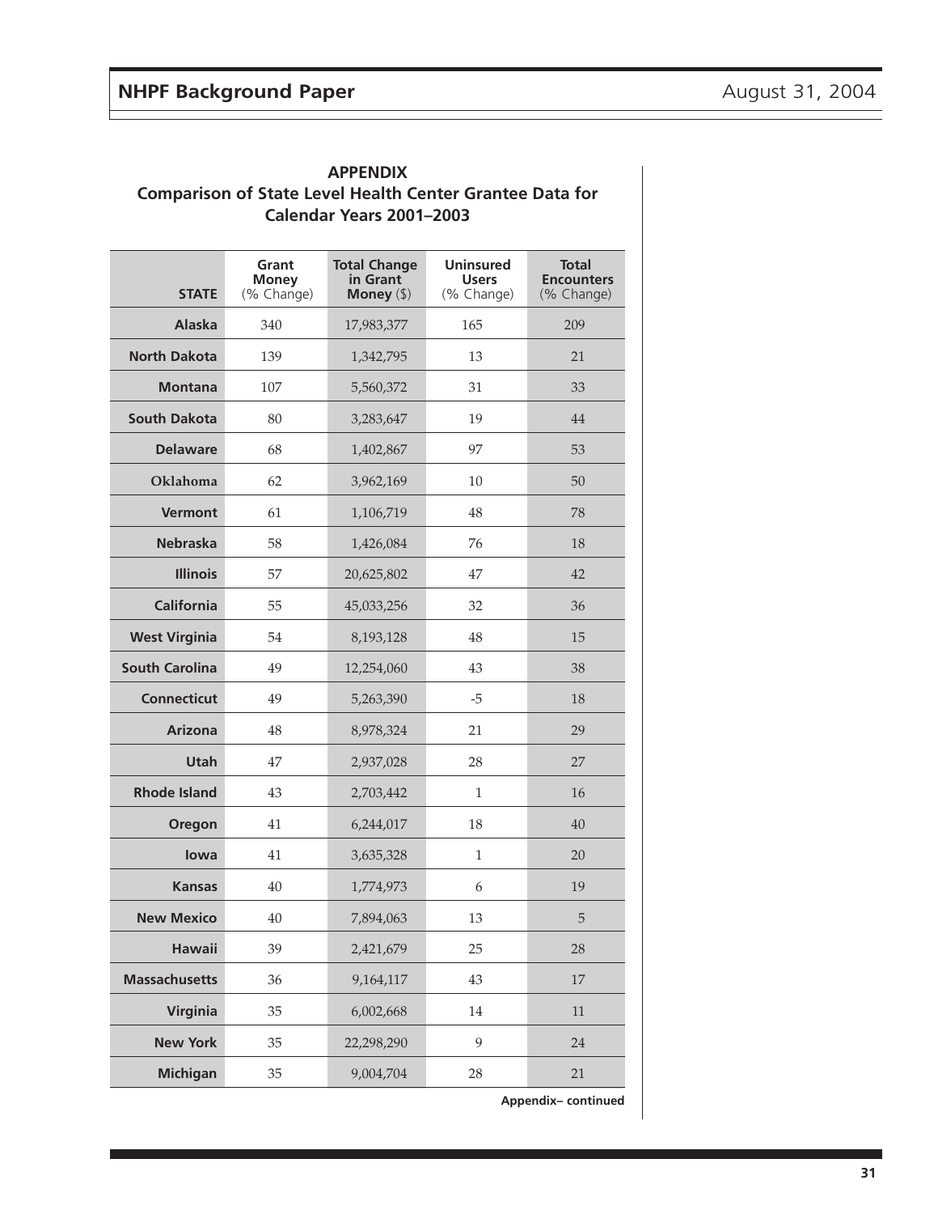## APPENDIX
### Comparison of State Level Health Center Grantee Data for Calendar Years 2001–2003

| STATE | Grant Money (% Change) | Total Change in Grant Money ($) | Uninsured Users (% Change) | Total Encounters (% Change) |
|---|---|---|---|---|
| Alaska | 340 | 17,983,377 | 165 | 209 |
| North Dakota | 139 | 1,342,795 | 13 | 21 |
| Montana | 107 | 5,560,372 | 31 | 33 |
| South Dakota | 80 | 3,283,647 | 19 | 44 |
| Delaware | 68 | 1,402,867 | 97 | 53 |
| Oklahoma | 62 | 3,962,169 | 10 | 50 |
| Vermont | 61 | 1,106,719 | 48 | 78 |
| Nebraska | 58 | 1,426,084 | 76 | 18 |
| Illinois | 57 | 20,625,802 | 47 | 42 |
| California | 55 | 45,033,256 | 32 | 36 |
| West Virginia | 54 | 8,193,128 | 48 | 15 |
| South Carolina | 49 | 12,254,060 | 43 | 38 |
| Connecticut | 49 | 5,263,390 | -5 | 18 |
| Arizona | 48 | 8,978,324 | 21 | 29 |
| Utah | 47 | 2,937,028 | 28 | 27 |
| Rhode Island | 43 | 2,703,442 | 1 | 16 |
| Oregon | 41 | 6,244,017 | 18 | 40 |
| Iowa | 41 | 3,635,328 | 1 | 20 |
| Kansas | 40 | 1,774,973 | 6 | 19 |
| New Mexico | 40 | 7,894,063 | 13 | 5 |
| Hawaii | 39 | 2,421,679 | 25 | 28 |
| Massachusetts | 36 | 9,164,117 | 43 | 17 |
| Virginia | 35 | 6,002,668 | 14 | 11 |
| New York | 35 | 22,298,290 | 9 | 24 |
| Michigan | 35 | 9,004,704 | 28 | 21 |

**Appendix– continued**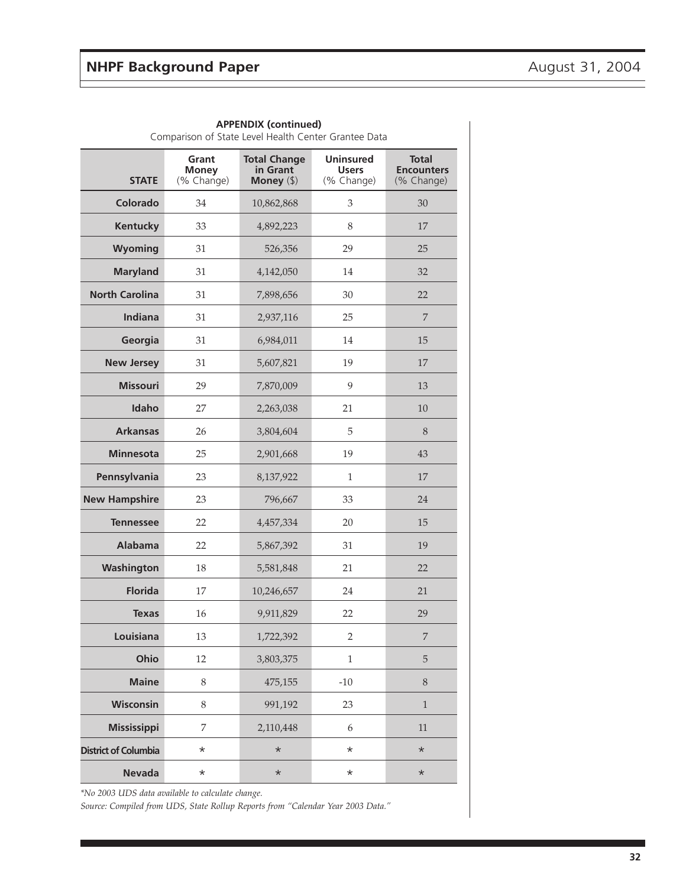**APPENDIX (continued)**

Comparison of State Level Health Center Grantee Data

| STATE | Grant Money (% Change) | Total Change in Grant Money ($) | Uninsured Users (% Change) | Total Encounters (% Change) |
|---|---|---|---|---|
| Colorado | 34 | 10,862,868 | 3 | 30 |
| Kentucky | 33 | 4,892,223 | 8 | 17 |
| Wyoming | 31 | 526,356 | 29 | 25 |
| Maryland | 31 | 4,142,050 | 14 | 32 |
| North Carolina | 31 | 7,898,656 | 30 | 22 |
| Indiana | 31 | 2,937,116 | 25 | 7 |
| Georgia | 31 | 6,984,011 | 14 | 15 |
| New Jersey | 31 | 5,607,821 | 19 | 17 |
| Missouri | 29 | 7,870,009 | 9 | 13 |
| Idaho | 27 | 2,263,038 | 21 | 10 |
| Arkansas | 26 | 3,804,604 | 5 | 8 |
| Minnesota | 25 | 2,901,668 | 19 | 43 |
| Pennsylvania | 23 | 8,137,922 | 1 | 17 |
| New Hampshire | 23 | 796,667 | 33 | 24 |
| Tennessee | 22 | 4,457,334 | 20 | 15 |
| Alabama | 22 | 5,867,392 | 31 | 19 |
| Washington | 18 | 5,581,848 | 21 | 22 |
| Florida | 17 | 10,246,657 | 24 | 21 |
| Texas | 16 | 9,911,829 | 22 | 29 |
| Louisiana | 13 | 1,722,392 | 2 | 7 |
| Ohio | 12 | 3,803,375 | 1 | 5 |
| Maine | 8 | 475,155 | -10 | 8 |
| Wisconsin | 8 | 991,192 | 23 | 1 |
| Mississippi | 7 | 2,110,448 | 6 | 11 |
| District of Columbia | * | * | * | * |
| Nevada | * | * | * | * |

*\*No 2003 UDS data available to calculate change.*

*Source: Compiled from UDS, State Rollup Reports from "Calendar Year 2003 Data."*